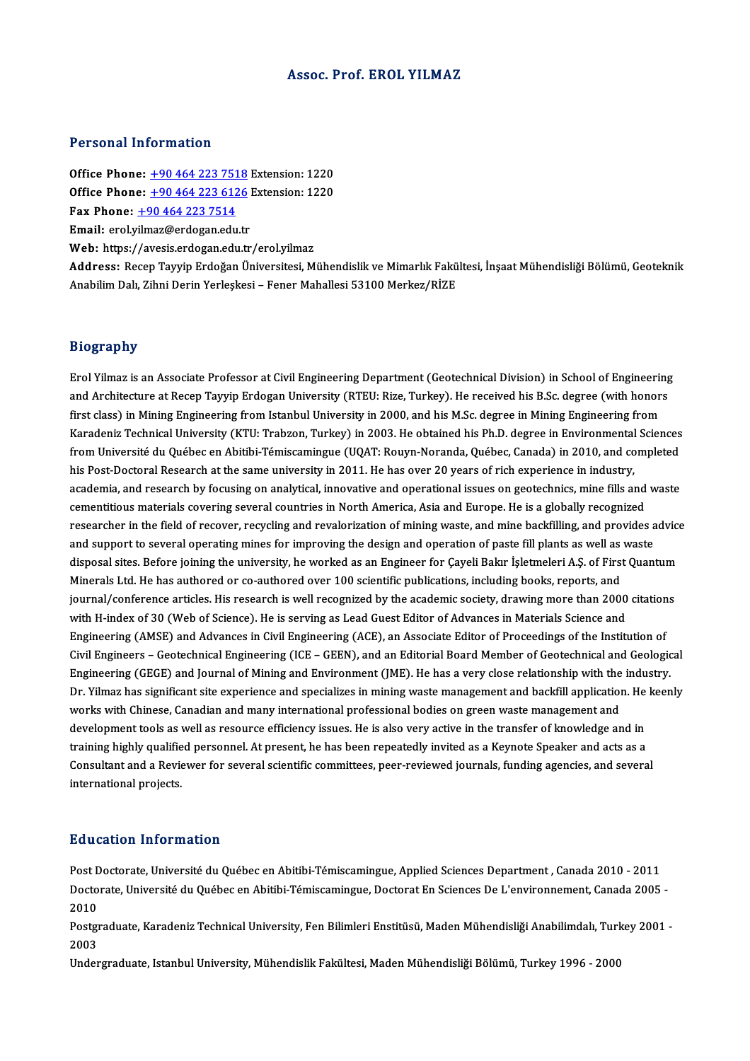# Assoc. Prof. EROL YILMAZ

## Personal Information

**Office Phone:** +90 464 223 7518 Extension: 1220
**Office Phone:** +90 464 223 6126 Extension: 1220
**Fax Phone:** +90 464 223 7514
**Email:** erol.yilmaz@erdogan.edu.tr
**Web:** https://avesis.erdogan.edu.tr/erol.yilmaz
**Address:** Recep Tayyip Erdoğan Üniversitesi, Mühendislik ve Mimarlık Fakültesi, İnşaat Mühendisliği Bölümü, Geoteknik Anabilim Dalı, Zihni Derin Yerleşkesi – Fener Mahallesi 53100 Merkez/RİZE

## Biography

Erol Yilmaz is an Associate Professor at Civil Engineering Department (Geotechnical Division) in School of Engineering and Architecture at Recep Tayyip Erdogan University (RTEU: Rize, Turkey). He received his B.Sc. degree (with honors first class) in Mining Engineering from Istanbul University in 2000, and his M.Sc. degree in Mining Engineering from Karadeniz Technical University (KTU: Trabzon, Turkey) in 2003. He obtained his Ph.D. degree in Environmental Sciences from Université du Québec en Abitibi-Témiscamingue (UQAT: Rouyn-Noranda, Québec, Canada) in 2010, and completed his Post-Doctoral Research at the same university in 2011. He has over 20 years of rich experience in industry, academia, and research by focusing on analytical, innovative and operational issues on geotechnics, mine fills and waste cementitious materials covering several countries in North America, Asia and Europe. He is a globally recognized researcher in the field of recover, recycling and revalorization of mining waste, and mine backfilling, and provides advice and support to several operating mines for improving the design and operation of paste fill plants as well as waste disposal sites. Before joining the university, he worked as an Engineer for Çayeli Bakır İşletmeleri A.Ş. of First Quantum Minerals Ltd. He has authored or co-authored over 100 scientific publications, including books, reports, and journal/conference articles. His research is well recognized by the academic society, drawing more than 2000 citations with H-index of 30 (Web of Science). He is serving as Lead Guest Editor of Advances in Materials Science and Engineering (AMSE) and Advances in Civil Engineering (ACE), an Associate Editor of Proceedings of the Institution of Civil Engineers – Geotechnical Engineering (ICE – GEEN), and an Editorial Board Member of Geotechnical and Geological Engineering (GEGE) and Journal of Mining and Environment (JME). He has a very close relationship with the industry. Dr. Yilmaz has significant site experience and specializes in mining waste management and backfill application. He keenly works with Chinese, Canadian and many international professional bodies on green waste management and development tools as well as resource efficiency issues. He is also very active in the transfer of knowledge and in training highly qualified personnel. At present, he has been repeatedly invited as a Keynote Speaker and acts as a Consultant and a Reviewer for several scientific committees, peer-reviewed journals, funding agencies, and several international projects.

## Education Information

Post Doctorate, Université du Québec en Abitibi-Témiscamingue, Applied Sciences Department , Canada 2010 - 2011
Doctorate, Université du Québec en Abitibi-Témiscamingue, Doctorat En Sciences De L'environnement, Canada 2005 - 2010
Postgraduate, Karadeniz Technical University, Fen Bilimleri Enstitüsü, Maden Mühendisliği Anabilimdalı, Turkey 2001 - 2003
Undergraduate, Istanbul University, Mühendislik Fakültesi, Maden Mühendisliği Bölümü, Turkey 1996 - 2000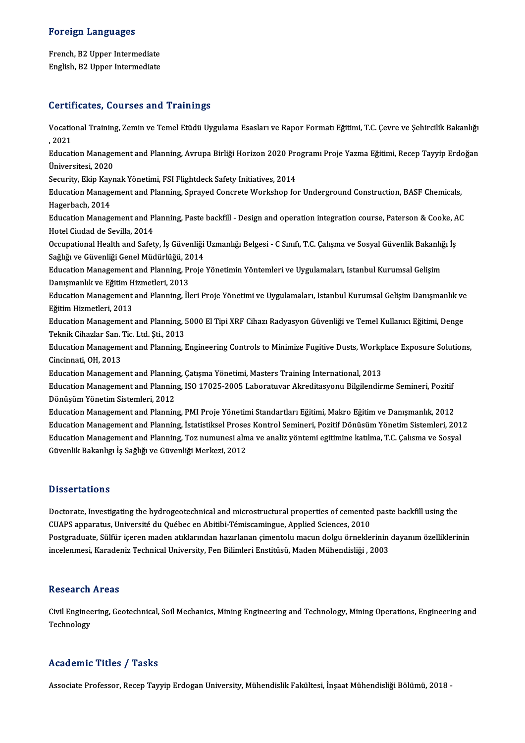## Foreign Languages

French, B2 Upper Intermediate
English, B2 Upper Intermediate

## Certificates, Courses and Trainings

Vocational Training, Zemin ve Temel Etüdü Uygulama Esasları ve Rapor Formatı Eğitimi, T.C. Çevre ve Şehircilik Bakanlığı , 2021
Education Management and Planning, Avrupa Birliği Horizon 2020 Programı Proje Yazma Eğitimi, Recep Tayyip Erdoğan Üniversitesi, 2020
Security, Ekip Kaynak Yönetimi, FSI Flightdeck Safety Initiatives, 2014
Education Management and Planning, Sprayed Concrete Workshop for Underground Construction, BASF Chemicals, Hagerbach, 2014
Education Management and Planning, Paste backfill - Design and operation integration course, Paterson & Cooke, AC Hotel Ciudad de Sevilla, 2014
Occupational Health and Safety, İş Güvenliği Uzmanlığı Belgesi - C Sınıfı, T.C. Çalışma ve Sosyal Güvenlik Bakanlığı İş Sağlığı ve Güvenliği Genel Müdürlüğü, 2014
Education Management and Planning, Proje Yönetimin Yöntemleri ve Uygulamaları, Istanbul Kurumsal Gelişim Danışmanlık ve Eğitim Hizmetleri, 2013
Education Management and Planning, İleri Proje Yönetimi ve Uygulamaları, Istanbul Kurumsal Gelişim Danışmanlık ve Eğitim Hizmetleri, 2013
Education Management and Planning, 5000 El Tipi XRF Cihazı Radyasyon Güvenliği ve Temel Kullanıcı Eğitimi, Denge Teknik Cihazlar San. Tic. Ltd. Şti., 2013
Education Management and Planning, Engineering Controls to Minimize Fugitive Dusts, Workplace Exposure Solutions, Cincinnati, OH, 2013
Education Management and Planning, Çatışma Yönetimi, Masters Training International, 2013
Education Management and Planning, ISO 17025-2005 Laboratuvar Akreditasyonu Bilgilendirme Semineri, Pozitif Dönüşüm Yönetim Sistemleri, 2012
Education Management and Planning, PMI Proje Yönetimi Standartları Eğitimi, Makro Eğitim ve Danışmanlık, 2012
Education Management and Planning, İstatistiksel Proses Kontrol Semineri, Pozitif Dönüsüm Yönetim Sistemleri, 2012
Education Management and Planning, Toz numunesi alma ve analiz yöntemi egitimine katılma, T.C. Çalısma ve Sosyal Güvenlik Bakanlıgı İş Sağlığı ve Güvenliği Merkezi, 2012

## Dissertations

Doctorate, Investigating the hydrogeotechnical and microstructural properties of cemented paste backfill using the CUAPS apparatus, Université du Québec en Abitibi-Témiscamingue, Applied Sciences, 2010
Postgraduate, Sülfür içeren maden atıklarından hazırlanan çimentolu macun dolgu örneklerinin dayanım özelliklerinin incelenmesi, Karadeniz Technical University, Fen Bilimleri Enstitüsü, Maden Mühendisliği , 2003

## Research Areas

Civil Engineering, Geotechnical, Soil Mechanics, Mining Engineering and Technology, Mining Operations, Engineering and Technology

## Academic Titles / Tasks

Associate Professor, Recep Tayyip Erdogan University, Mühendislik Fakültesi, İnşaat Mühendisliği Bölümü, 2018 -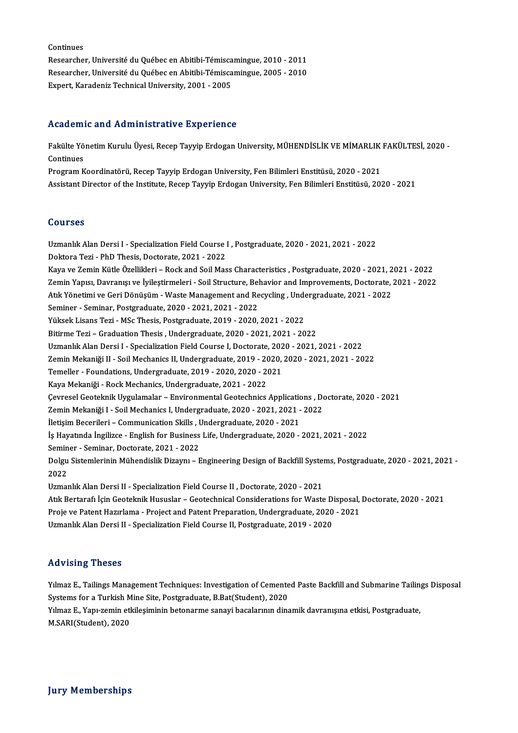Continues

Researcher, Université du Québec en Abitibi-Témiscamingue, 2010 - 2011

Researcher, Université du Québec en Abitibi-Témiscamingue, 2005 - 2010

Expert, Karadeniz Technical University, 2001 - 2005

## Academic and Administrative Experience

Fakülte Yönetim Kurulu Üyesi, Recep Tayyip Erdogan University, MÜHENDİSLİK VE MİMARLIK FAKÜLTESİ, 2020 - Continues

Program Koordinatörü, Recep Tayyip Erdogan University, Fen Bilimleri Enstitüsü, 2020 - 2021

Assistant Director of the Institute, Recep Tayyip Erdogan University, Fen Bilimleri Enstitüsü, 2020 - 2021

## Courses

Uzmanlık Alan Dersi I - Specialization Field Course I , Postgraduate, 2020 - 2021, 2021 - 2022

Doktora Tezi - PhD Thesis, Doctorate, 2021 - 2022

Kaya ve Zemin Kütle Özellikleri – Rock and Soil Mass Characteristics , Postgraduate, 2020 - 2021, 2021 - 2022

Zemin Yapısı, Davranışı ve İyileştirmeleri - Soil Structure, Behavior and Improvements, Doctorate, 2021 - 2022

Atık Yönetimi ve Geri Dönüşüm - Waste Management and Recycling , Undergraduate, 2021 - 2022

Seminer - Seminar, Postgraduate, 2020 - 2021, 2021 - 2022

Yüksek Lisans Tezi - MSc Thesis, Postgraduate, 2019 - 2020, 2021 - 2022

Bitirme Tezi – Graduation Thesis , Undergraduate, 2020 - 2021, 2021 - 2022

Uzmanlık Alan Dersi I - Specialization Field Course I, Doctorate, 2020 - 2021, 2021 - 2022

Zemin Mekaniği II - Soil Mechanics II, Undergraduate, 2019 - 2020, 2020 - 2021, 2021 - 2022

Temeller - Foundations, Undergraduate, 2019 - 2020, 2020 - 2021

Kaya Mekaniği - Rock Mechanics, Undergraduate, 2021 - 2022

Çevresel Geoteknik Uygulamalar – Environmental Geotechnics Applications , Doctorate, 2020 - 2021

Zemin Mekaniği I - Soil Mechanics I, Undergraduate, 2020 - 2021, 2021 - 2022

İletişim Becerileri – Communication Skills , Undergraduate, 2020 - 2021

İş Hayatında İngilizce - English for Business Life, Undergraduate, 2020 - 2021, 2021 - 2022

Seminer - Seminar, Doctorate, 2021 - 2022

Dolgu Sistemlerinin Mühendislik Dizaynı – Engineering Design of Backfill Systems, Postgraduate, 2020 - 2021, 2021 - 2022

Uzmanlık Alan Dersi II - Specialization Field Course II , Doctorate, 2020 - 2021

Atık Bertarafı İçin Geoteknik Hususlar – Geotechnical Considerations for Waste Disposal, Doctorate, 2020 - 2021

Proje ve Patent Hazırlama - Project and Patent Preparation, Undergraduate, 2020 - 2021

Uzmanlık Alan Dersi II - Specialization Field Course II, Postgraduate, 2019 - 2020

## Advising Theses

Yılmaz E., Tailings Management Techniques: Investigation of Cemented Paste Backfill and Submarine Tailings Disposal Systems for a Turkish Mine Site, Postgraduate, B.Bat(Student), 2020

Yılmaz E., Yapı-zemin etkileşiminin betonarme sanayi bacalarının dinamik davranışına etkisi, Postgraduate, M.SARI(Student), 2020

## Jury Memberships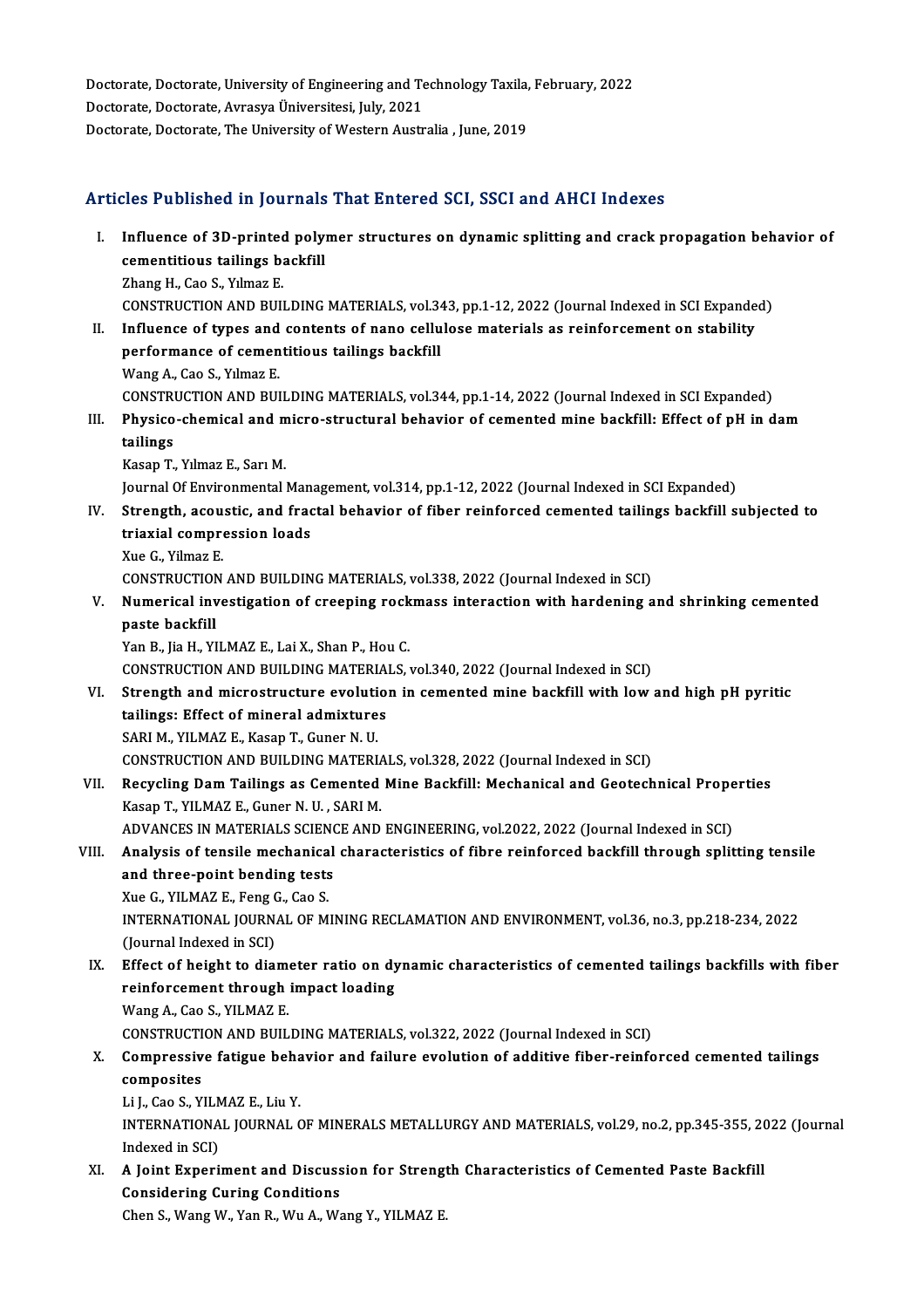Doctorate, Doctorate, University of Engineering and Technology Taxila, February, 2022
Doctorate, Doctorate, Avrasya Üniversitesi, July, 2021
Doctorate, Doctorate, The University of Western Australia , June, 2019

## Articles Published in Journals That Entered SCI, SSCI and AHCI Indexes

I. **Influence of 3D-printed polymer structures on dynamic splitting and crack propagation behavior of cementitious tailings backfill**
Zhang H., Cao S., Yılmaz E.
CONSTRUCTION AND BUILDING MATERIALS, vol.343, pp.1-12, 2022 (Journal Indexed in SCI Expanded)

II. **Influence of types and contents of nano cellulose materials as reinforcement on stability performance of cementitious tailings backfill**
Wang A., Cao S., Yılmaz E.
CONSTRUCTION AND BUILDING MATERIALS, vol.344, pp.1-14, 2022 (Journal Indexed in SCI Expanded)

III. **Physico-chemical and micro-structural behavior of cemented mine backfill: Effect of pH in dam tailings**
Kasap T., Yılmaz E., Sarı M.
Journal Of Environmental Management, vol.314, pp.1-12, 2022 (Journal Indexed in SCI Expanded)

IV. **Strength, acoustic, and fractal behavior of fiber reinforced cemented tailings backfill subjected to triaxial compression loads**
Xue G., Yilmaz E.
CONSTRUCTION AND BUILDING MATERIALS, vol.338, 2022 (Journal Indexed in SCI)

V. **Numerical investigation of creeping rockmass interaction with hardening and shrinking cemented paste backfill**
Yan B., Jia H., YILMAZ E., Lai X., Shan P., Hou C.
CONSTRUCTION AND BUILDING MATERIALS, vol.340, 2022 (Journal Indexed in SCI)

VI. **Strength and microstructure evolution in cemented mine backfill with low and high pH pyritic tailings: Effect of mineral admixtures**
SARI M., YILMAZ E., Kasap T., Guner N. U.
CONSTRUCTION AND BUILDING MATERIALS, vol.328, 2022 (Journal Indexed in SCI)

VII. **Recycling Dam Tailings as Cemented Mine Backfill: Mechanical and Geotechnical Properties**
Kasap T., YILMAZ E., Guner N. U. , SARI M.
ADVANCES IN MATERIALS SCIENCE AND ENGINEERING, vol.2022, 2022 (Journal Indexed in SCI)

VIII. **Analysis of tensile mechanical characteristics of fibre reinforced backfill through splitting tensile and three-point bending tests**
Xue G., YILMAZ E., Feng G., Cao S.
INTERNATIONAL JOURNAL OF MINING RECLAMATION AND ENVIRONMENT, vol.36, no.3, pp.218-234, 2022 (Journal Indexed in SCI)

IX. **Effect of height to diameter ratio on dynamic characteristics of cemented tailings backfills with fiber reinforcement through impact loading**
Wang A., Cao S., YILMAZ E.
CONSTRUCTION AND BUILDING MATERIALS, vol.322, 2022 (Journal Indexed in SCI)

X. **Compressive fatigue behavior and failure evolution of additive fiber-reinforced cemented tailings composites**
Li J., Cao S., YILMAZ E., Liu Y.
INTERNATIONAL JOURNAL OF MINERALS METALLURGY AND MATERIALS, vol.29, no.2, pp.345-355, 2022 (Journal Indexed in SCI)

XI. **A Joint Experiment and Discussion for Strength Characteristics of Cemented Paste Backfill Considering Curing Conditions**
Chen S., Wang W., Yan R., Wu A., Wang Y., YILMAZ E.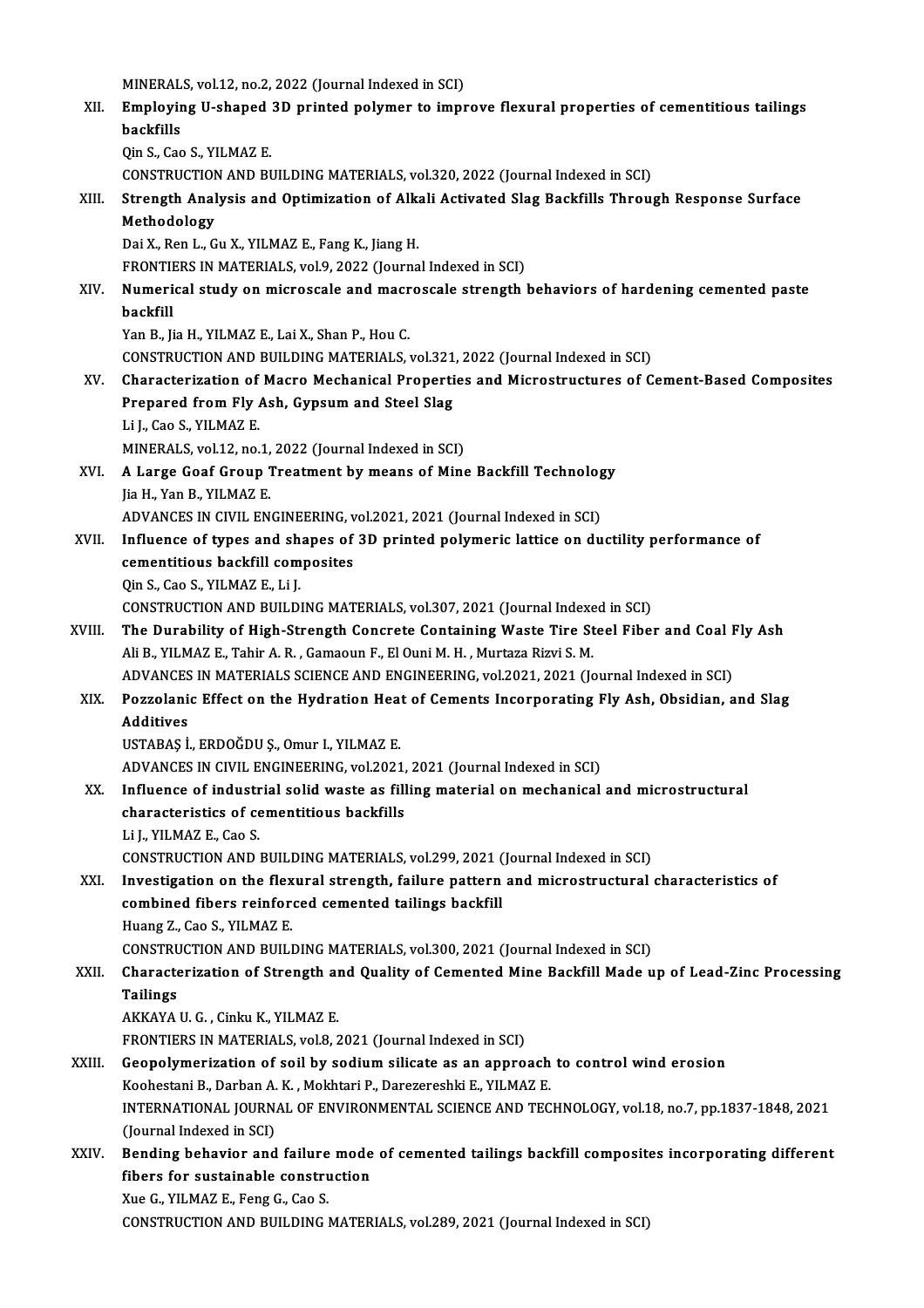MINERALS, vol.12, no.2, 2022 (Journal Indexed in SCI)

XII. **Employing U-shaped 3D printed polymer to improve flexural properties of cementitious tailings backfills**
Qin S., Cao S., YILMAZ E.
CONSTRUCTION AND BUILDING MATERIALS, vol.320, 2022 (Journal Indexed in SCI)

XIII. **Strength Analysis and Optimization of Alkali Activated Slag Backfills Through Response Surface Methodology**
Dai X., Ren L., Gu X., YILMAZ E., Fang K., Jiang H.
FRONTIERS IN MATERIALS, vol.9, 2022 (Journal Indexed in SCI)

XIV. **Numerical study on microscale and macroscale strength behaviors of hardening cemented paste backfill**
Yan B., Jia H., YILMAZ E., Lai X., Shan P., Hou C.
CONSTRUCTION AND BUILDING MATERIALS, vol.321, 2022 (Journal Indexed in SCI)

XV. **Characterization of Macro Mechanical Properties and Microstructures of Cement-Based Composites Prepared from Fly Ash, Gypsum and Steel Slag**
Li J., Cao S., YILMAZ E.
MINERALS, vol.12, no.1, 2022 (Journal Indexed in SCI)

XVI. **A Large Goaf Group Treatment by means of Mine Backfill Technology**
Jia H., Yan B., YILMAZ E.
ADVANCES IN CIVIL ENGINEERING, vol.2021, 2021 (Journal Indexed in SCI)

XVII. **Influence of types and shapes of 3D printed polymeric lattice on ductility performance of cementitious backfill composites**
Qin S., Cao S., YILMAZ E., Li J.
CONSTRUCTION AND BUILDING MATERIALS, vol.307, 2021 (Journal Indexed in SCI)

XVIII. **The Durability of High-Strength Concrete Containing Waste Tire Steel Fiber and Coal Fly Ash**
Ali B., YILMAZ E., Tahir A. R. , Gamaoun F., El Ouni M. H. , Murtaza Rizvi S. M.
ADVANCES IN MATERIALS SCIENCE AND ENGINEERING, vol.2021, 2021 (Journal Indexed in SCI)

XIX. **Pozzolanic Effect on the Hydration Heat of Cements Incorporating Fly Ash, Obsidian, and Slag Additives**
USTABAŞ İ., ERDOĞDU Ş., Omur I., YILMAZ E.
ADVANCES IN CIVIL ENGINEERING, vol.2021, 2021 (Journal Indexed in SCI)

XX. **Influence of industrial solid waste as filling material on mechanical and microstructural characteristics of cementitious backfills**
Li J., YILMAZ E., Cao S.
CONSTRUCTION AND BUILDING MATERIALS, vol.299, 2021 (Journal Indexed in SCI)

XXI. **Investigation on the flexural strength, failure pattern and microstructural characteristics of combined fibers reinforced cemented tailings backfill**
Huang Z., Cao S., YILMAZ E.
CONSTRUCTION AND BUILDING MATERIALS, vol.300, 2021 (Journal Indexed in SCI)

XXII. **Characterization of Strength and Quality of Cemented Mine Backfill Made up of Lead-Zinc Processing Tailings**
AKKAYA U. G. , Cinku K., YILMAZ E.
FRONTIERS IN MATERIALS, vol.8, 2021 (Journal Indexed in SCI)

XXIII. **Geopolymerization of soil by sodium silicate as an approach to control wind erosion**
Koohestani B., Darban A. K. , Mokhtari P., Darezereshki E., YILMAZ E.
INTERNATIONAL JOURNAL OF ENVIRONMENTAL SCIENCE AND TECHNOLOGY, vol.18, no.7, pp.1837-1848, 2021 (Journal Indexed in SCI)

XXIV. **Bending behavior and failure mode of cemented tailings backfill composites incorporating different fibers for sustainable construction**
Xue G., YILMAZ E., Feng G., Cao S.
CONSTRUCTION AND BUILDING MATERIALS, vol.289, 2021 (Journal Indexed in SCI)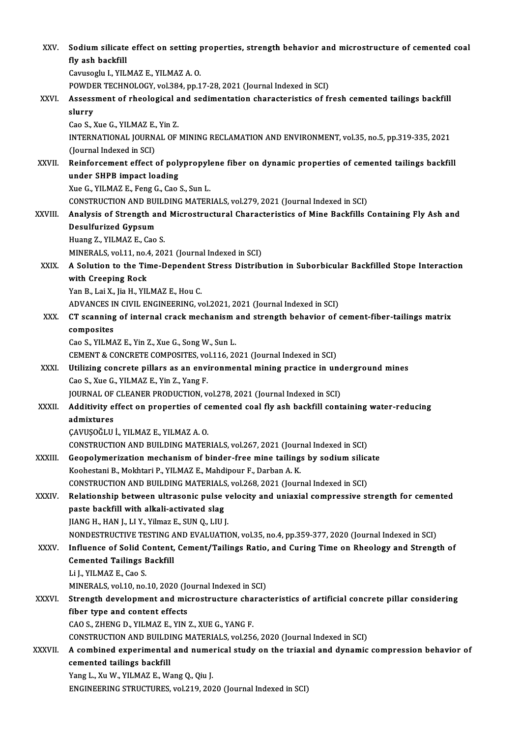XXV. **Sodium silicate effect on setting properties, strength behavior and microstructure of cemented coal fly ash backfill**
Cavusoglu I., YILMAZ E., YILMAZ A. O.
POWDER TECHNOLOGY, vol.384, pp.17-28, 2021 (Journal Indexed in SCI)

XXVI. **Assessment of rheological and sedimentation characteristics of fresh cemented tailings backfill slurry**
Cao S., Xue G., YILMAZ E., Yin Z.
INTERNATIONAL JOURNAL OF MINING RECLAMATION AND ENVIRONMENT, vol.35, no.5, pp.319-335, 2021 (Journal Indexed in SCI)

XXVII. **Reinforcement effect of polypropylene fiber on dynamic properties of cemented tailings backfill under SHPB impact loading**
Xue G., YILMAZ E., Feng G., Cao S., Sun L.
CONSTRUCTION AND BUILDING MATERIALS, vol.279, 2021 (Journal Indexed in SCI)

XXVIII. **Analysis of Strength and Microstructural Characteristics of Mine Backfills Containing Fly Ash and Desulfurized Gypsum**
Huang Z., YILMAZ E., Cao S.
MINERALS, vol.11, no.4, 2021 (Journal Indexed in SCI)

XXIX. **A Solution to the Time-Dependent Stress Distribution in Suborbicular Backfilled Stope Interaction with Creeping Rock**
Yan B., Lai X., Jia H., YILMAZ E., Hou C.
ADVANCES IN CIVIL ENGINEERING, vol.2021, 2021 (Journal Indexed in SCI)

XXX. **CT scanning of internal crack mechanism and strength behavior of cement-fiber-tailings matrix composites**
Cao S., YILMAZ E., Yin Z., Xue G., Song W., Sun L.
CEMENT & CONCRETE COMPOSITES, vol.116, 2021 (Journal Indexed in SCI)

XXXI. **Utilizing concrete pillars as an environmental mining practice in underground mines**
Cao S., Xue G., YILMAZ E., Yin Z., Yang F.
JOURNAL OF CLEANER PRODUCTION, vol.278, 2021 (Journal Indexed in SCI)

XXXII. **Additivity effect on properties of cemented coal fly ash backfill containing water-reducing admixtures**
ÇAVUŞOĞLU İ., YILMAZ E., YILMAZ A. O.
CONSTRUCTION AND BUILDING MATERIALS, vol.267, 2021 (Journal Indexed in SCI)

XXXIII. **Geopolymerization mechanism of binder-free mine tailings by sodium silicate**
Koohestani B., Mokhtari P., YILMAZ E., Mahdipour F., Darban A. K.
CONSTRUCTION AND BUILDING MATERIALS, vol.268, 2021 (Journal Indexed in SCI)

XXXIV. **Relationship between ultrasonic pulse velocity and uniaxial compressive strength for cemented paste backfill with alkali-activated slag**
JIANG H., HAN J., LI Y., Yilmaz E., SUN Q., LIU J.
NONDESTRUCTIVE TESTING AND EVALUATION, vol.35, no.4, pp.359-377, 2020 (Journal Indexed in SCI)

XXXV. **Influence of Solid Content, Cement/Tailings Ratio, and Curing Time on Rheology and Strength of Cemented Tailings Backfill**
Li J., YILMAZ E., Cao S.
MINERALS, vol.10, no.10, 2020 (Journal Indexed in SCI)

XXXVI. **Strength development and microstructure characteristics of artificial concrete pillar considering fiber type and content effects**
CAO S., ZHENG D., YILMAZ E., YIN Z., XUE G., YANG F.
CONSTRUCTION AND BUILDING MATERIALS, vol.256, 2020 (Journal Indexed in SCI)

XXXVII. **A combined experimental and numerical study on the triaxial and dynamic compression behavior of cemented tailings backfill**
Yang L., Xu W., YILMAZ E., Wang Q., Qiu J.
ENGINEERING STRUCTURES, vol.219, 2020 (Journal Indexed in SCI)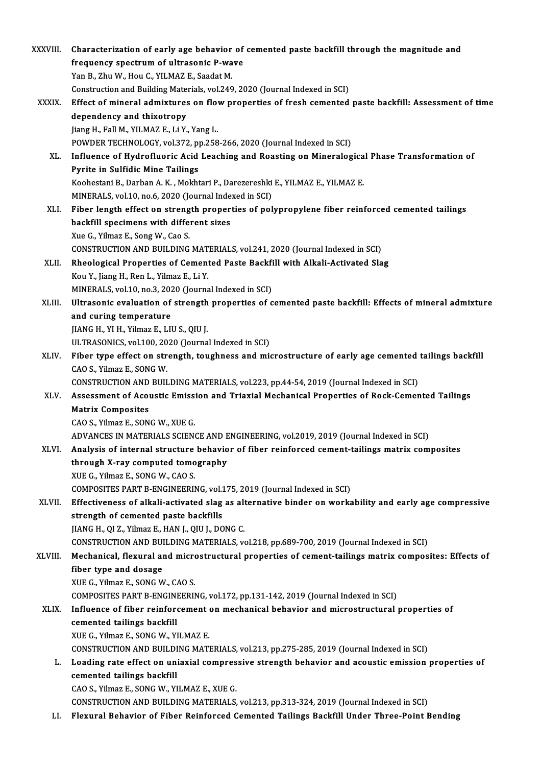XXXVIII. **Characterization of early age behavior of cemented paste backfill through the magnitude and frequency spectrum of ultrasonic P-wave**
Yan B., Zhu W., Hou C., YILMAZ E., Saadat M.
Construction and Building Materials, vol.249, 2020 (Journal Indexed in SCI)

XXXIX. **Effect of mineral admixtures on flow properties of fresh cemented paste backfill: Assessment of time dependency and thixotropy**
Jiang H., Fall M., YILMAZ E., Li Y., Yang L.
POWDER TECHNOLOGY, vol.372, pp.258-266, 2020 (Journal Indexed in SCI)

XL. **Influence of Hydrofluoric Acid Leaching and Roasting on Mineralogical Phase Transformation of Pyrite in Sulfidic Mine Tailings**
Koohestani B., Darban A. K. , Mokhtari P., Darezereshki E., YILMAZ E., YILMAZ E.
MINERALS, vol.10, no.6, 2020 (Journal Indexed in SCI)

XLI. **Fiber length effect on strength properties of polypropylene fiber reinforced cemented tailings backfill specimens with different sizes**
Xue G., Yilmaz E., Song W., Cao S.
CONSTRUCTION AND BUILDING MATERIALS, vol.241, 2020 (Journal Indexed in SCI)

XLII. **Rheological Properties of Cemented Paste Backfill with Alkali-Activated Slag**
Kou Y., Jiang H., Ren L., Yilmaz E., Li Y.
MINERALS, vol.10, no.3, 2020 (Journal Indexed in SCI)

XLIII. **Ultrasonic evaluation of strength properties of cemented paste backfill: Effects of mineral admixture and curing temperature**
JIANG H., YI H., Yilmaz E., LIU S., QIU J.
ULTRASONICS, vol.100, 2020 (Journal Indexed in SCI)

XLIV. **Fiber type effect on strength, toughness and microstructure of early age cemented tailings backfill**
CAO S., Yilmaz E., SONG W.
CONSTRUCTION AND BUILDING MATERIALS, vol.223, pp.44-54, 2019 (Journal Indexed in SCI)

XLV. **Assessment of Acoustic Emission and Triaxial Mechanical Properties of Rock-Cemented Tailings Matrix Composites**
CAO S., Yilmaz E., SONG W., XUE G.
ADVANCES IN MATERIALS SCIENCE AND ENGINEERING, vol.2019, 2019 (Journal Indexed in SCI)

XLVI. **Analysis of internal structure behavior of fiber reinforced cement-tailings matrix composites through X-ray computed tomography**
XUE G., Yilmaz E., SONG W., CAO S.
COMPOSITES PART B-ENGINEERING, vol.175, 2019 (Journal Indexed in SCI)

XLVII. **Effectiveness of alkali-activated slag as alternative binder on workability and early age compressive strength of cemented paste backfills**
JIANG H., QI Z., Yilmaz E., HAN J., QIU J., DONG C.
CONSTRUCTION AND BUILDING MATERIALS, vol.218, pp.689-700, 2019 (Journal Indexed in SCI)

XLVIII. **Mechanical, flexural and microstructural properties of cement-tailings matrix composites: Effects of fiber type and dosage**
XUE G., Yilmaz E., SONG W., CAO S.
COMPOSITES PART B-ENGINEERING, vol.172, pp.131-142, 2019 (Journal Indexed in SCI)

XLIX. **Influence of fiber reinforcement on mechanical behavior and microstructural properties of cemented tailings backfill**
XUE G., Yilmaz E., SONG W., YILMAZ E.
CONSTRUCTION AND BUILDING MATERIALS, vol.213, pp.275-285, 2019 (Journal Indexed in SCI)

L. **Loading rate effect on uniaxial compressive strength behavior and acoustic emission properties of cemented tailings backfill**
CAO S., Yilmaz E., SONG W., YILMAZ E., XUE G.
CONSTRUCTION AND BUILDING MATERIALS, vol.213, pp.313-324, 2019 (Journal Indexed in SCI)

LI. **Flexural Behavior of Fiber Reinforced Cemented Tailings Backfill Under Three-Point Bending**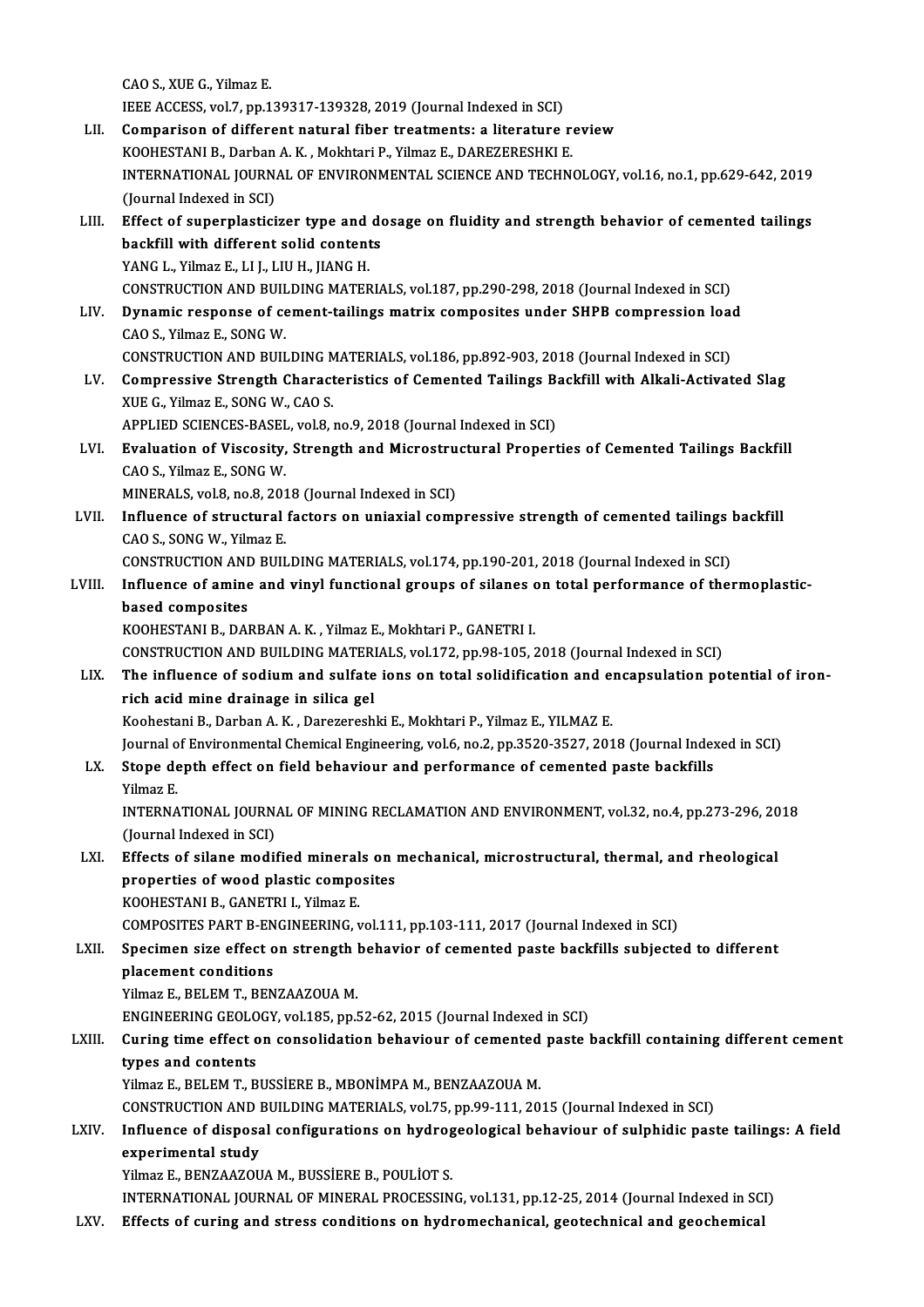CAO S., XUE G., Yilmaz E.
IEEE ACCESS, vol.7, pp.139317-139328, 2019 (Journal Indexed in SCI)

LII. **Comparison of different natural fiber treatments: a literature review**
KOOHESTANI B., Darban A. K. , Mokhtari P., Yilmaz E., DAREZERESHKI E.
INTERNATIONAL JOURNAL OF ENVIRONMENTAL SCIENCE AND TECHNOLOGY, vol.16, no.1, pp.629-642, 2019 (Journal Indexed in SCI)

LIII. **Effect of superplasticizer type and dosage on fluidity and strength behavior of cemented tailings backfill with different solid contents**
YANG L., Yilmaz E., LI J., LIU H., JIANG H.
CONSTRUCTION AND BUILDING MATERIALS, vol.187, pp.290-298, 2018 (Journal Indexed in SCI)

LIV. **Dynamic response of cement-tailings matrix composites under SHPB compression load**
CAO S., Yilmaz E., SONG W.
CONSTRUCTION AND BUILDING MATERIALS, vol.186, pp.892-903, 2018 (Journal Indexed in SCI)

LV. **Compressive Strength Characteristics of Cemented Tailings Backfill with Alkali-Activated Slag**
XUE G., Yilmaz E., SONG W., CAO S.
APPLIED SCIENCES-BASEL, vol.8, no.9, 2018 (Journal Indexed in SCI)

LVI. **Evaluation of Viscosity, Strength and Microstructural Properties of Cemented Tailings Backfill**
CAO S., Yilmaz E., SONG W.
MINERALS, vol.8, no.8, 2018 (Journal Indexed in SCI)

LVII. **Influence of structural factors on uniaxial compressive strength of cemented tailings backfill**
CAO S., SONG W., Yilmaz E.
CONSTRUCTION AND BUILDING MATERIALS, vol.174, pp.190-201, 2018 (Journal Indexed in SCI)

LVIII. **Influence of amine and vinyl functional groups of silanes on total performance of thermoplastic-based composites**
KOOHESTANI B., DARBAN A. K. , Yilmaz E., Mokhtari P., GANETRI I.
CONSTRUCTION AND BUILDING MATERIALS, vol.172, pp.98-105, 2018 (Journal Indexed in SCI)

LIX. **The influence of sodium and sulfate ions on total solidification and encapsulation potential of iron-rich acid mine drainage in silica gel**
Koohestani B., Darban A. K. , Darezereshki E., Mokhtari P., Yilmaz E., YILMAZ E.
Journal of Environmental Chemical Engineering, vol.6, no.2, pp.3520-3527, 2018 (Journal Indexed in SCI)

LX. **Stope depth effect on field behaviour and performance of cemented paste backfills**
Yilmaz E.
INTERNATIONAL JOURNAL OF MINING RECLAMATION AND ENVIRONMENT, vol.32, no.4, pp.273-296, 2018 (Journal Indexed in SCI)

LXI. **Effects of silane modified minerals on mechanical, microstructural, thermal, and rheological properties of wood plastic composites**
KOOHESTANI B., GANETRI I., Yilmaz E.
COMPOSITES PART B-ENGINEERING, vol.111, pp.103-111, 2017 (Journal Indexed in SCI)

LXII. **Specimen size effect on strength behavior of cemented paste backfills subjected to different placement conditions**
Yilmaz E., BELEM T., BENZAAZOUA M.
ENGINEERING GEOLOGY, vol.185, pp.52-62, 2015 (Journal Indexed in SCI)

LXIII. **Curing time effect on consolidation behaviour of cemented paste backfill containing different cement types and contents**
Yilmaz E., BELEM T., BUSSİERE B., MBONİMPA M., BENZAAZOUA M.
CONSTRUCTION AND BUILDING MATERIALS, vol.75, pp.99-111, 2015 (Journal Indexed in SCI)

LXIV. **Influence of disposal configurations on hydrogeological behaviour of sulphidic paste tailings: A field experimental study**
Yilmaz E., BENZAAZOUA M., BUSSİERE B., POULİOT S.
INTERNATIONAL JOURNAL OF MINERAL PROCESSING, vol.131, pp.12-25, 2014 (Journal Indexed in SCI)

LXV. **Effects of curing and stress conditions on hydromechanical, geotechnical and geochemical**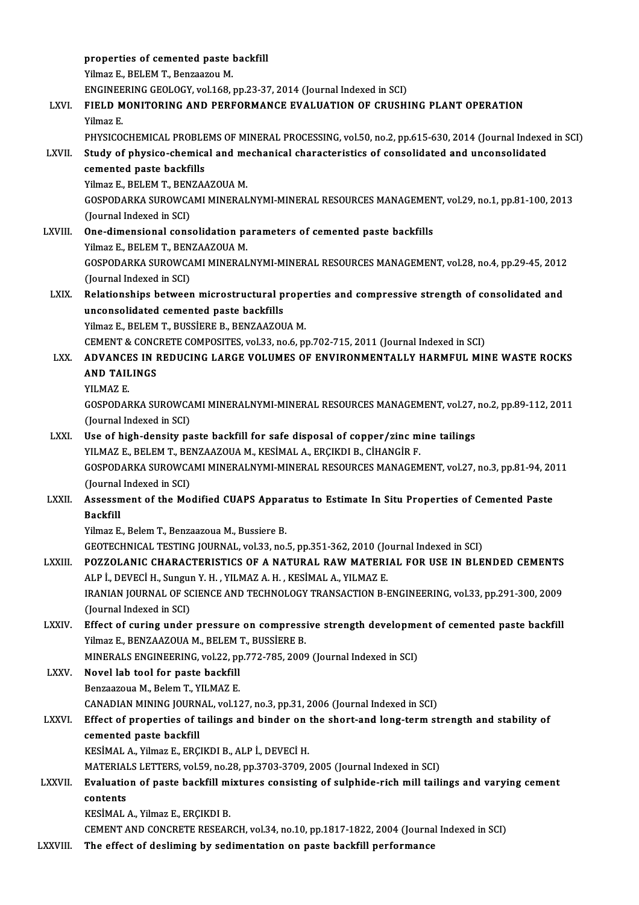properties of cemented paste backfill
Yilmaz E., BELEM T., Benzaazou M.
ENGINEERING GEOLOGY, vol.168, pp.23-37, 2014 (Journal Indexed in SCI)

LXVI. **FIELD MONITORING AND PERFORMANCE EVALUATION OF CRUSHING PLANT OPERATION**
Yilmaz E.
PHYSICOCHEMICAL PROBLEMS OF MINERAL PROCESSING, vol.50, no.2, pp.615-630, 2014 (Journal Indexed in SCI)

LXVII. **Study of physico-chemical and mechanical characteristics of consolidated and unconsolidated cemented paste backfills**
Yilmaz E., BELEM T., BENZAAZOUA M.
GOSPODARKA SUROWCAMI MINERALNYMI-MINERAL RESOURCES MANAGEMENT, vol.29, no.1, pp.81-100, 2013 (Journal Indexed in SCI)

LXVIII. **One-dimensional consolidation parameters of cemented paste backfills**
Yilmaz E., BELEM T., BENZAAZOUA M.
GOSPODARKA SUROWCAMI MINERALNYMI-MINERAL RESOURCES MANAGEMENT, vol.28, no.4, pp.29-45, 2012 (Journal Indexed in SCI)

LXIX. **Relationships between microstructural properties and compressive strength of consolidated and unconsolidated cemented paste backfills**
Yilmaz E., BELEM T., BUSSİERE B., BENZAAZOUA M.
CEMENT & CONCRETE COMPOSITES, vol.33, no.6, pp.702-715, 2011 (Journal Indexed in SCI)

LXX. **ADVANCES IN REDUCING LARGE VOLUMES OF ENVIRONMENTALLY HARMFUL MINE WASTE ROCKS AND TAILINGS**
YILMAZ E.
GOSPODARKA SUROWCAMI MINERALNYMI-MINERAL RESOURCES MANAGEMENT, vol.27, no.2, pp.89-112, 2011 (Journal Indexed in SCI)

LXXI. **Use of high-density paste backfill for safe disposal of copper/zinc mine tailings**
YILMAZ E., BELEM T., BENZAAZOUA M., KESİMAL A., ERÇIKDI B., CİHANGİR F.
GOSPODARKA SUROWCAMI MINERALNYMI-MINERAL RESOURCES MANAGEMENT, vol.27, no.3, pp.81-94, 2011 (Journal Indexed in SCI)

LXXII. **Assessment of the Modified CUAPS Apparatus to Estimate In Situ Properties of Cemented Paste Backfill**
Yilmaz E., Belem T., Benzaazoua M., Bussiere B.
GEOTECHNICAL TESTING JOURNAL, vol.33, no.5, pp.351-362, 2010 (Journal Indexed in SCI)

LXXIII. **POZZOLANIC CHARACTERISTICS OF A NATURAL RAW MATERIAL FOR USE IN BLENDED CEMENTS**
ALP İ., DEVECİ H., Sungun Y. H. , YILMAZ A. H. , KESİMAL A., YILMAZ E.
IRANIAN JOURNAL OF SCIENCE AND TECHNOLOGY TRANSACTION B-ENGINEERING, vol.33, pp.291-300, 2009 (Journal Indexed in SCI)

LXXIV. **Effect of curing under pressure on compressive strength development of cemented paste backfill**
Yilmaz E., BENZAAZOUA M., BELEM T., BUSSİERE B.
MINERALS ENGINEERING, vol.22, pp.772-785, 2009 (Journal Indexed in SCI)

LXXV. **Novel lab tool for paste backfill**
Benzaazoua M., Belem T., YILMAZ E.
CANADIAN MINING JOURNAL, vol.127, no.3, pp.31, 2006 (Journal Indexed in SCI)

LXXVI. **Effect of properties of tailings and binder on the short-and long-term strength and stability of cemented paste backfill**
KESİMAL A., Yilmaz E., ERÇIKDI B., ALP İ., DEVECİ H.
MATERIALS LETTERS, vol.59, no.28, pp.3703-3709, 2005 (Journal Indexed in SCI)

LXXVII. **Evaluation of paste backfill mixtures consisting of sulphide-rich mill tailings and varying cement contents**
KESİMAL A., Yilmaz E., ERÇIKDI B.
CEMENT AND CONCRETE RESEARCH, vol.34, no.10, pp.1817-1822, 2004 (Journal Indexed in SCI)

LXXVIII. **The effect of desliming by sedimentation on paste backfill performance**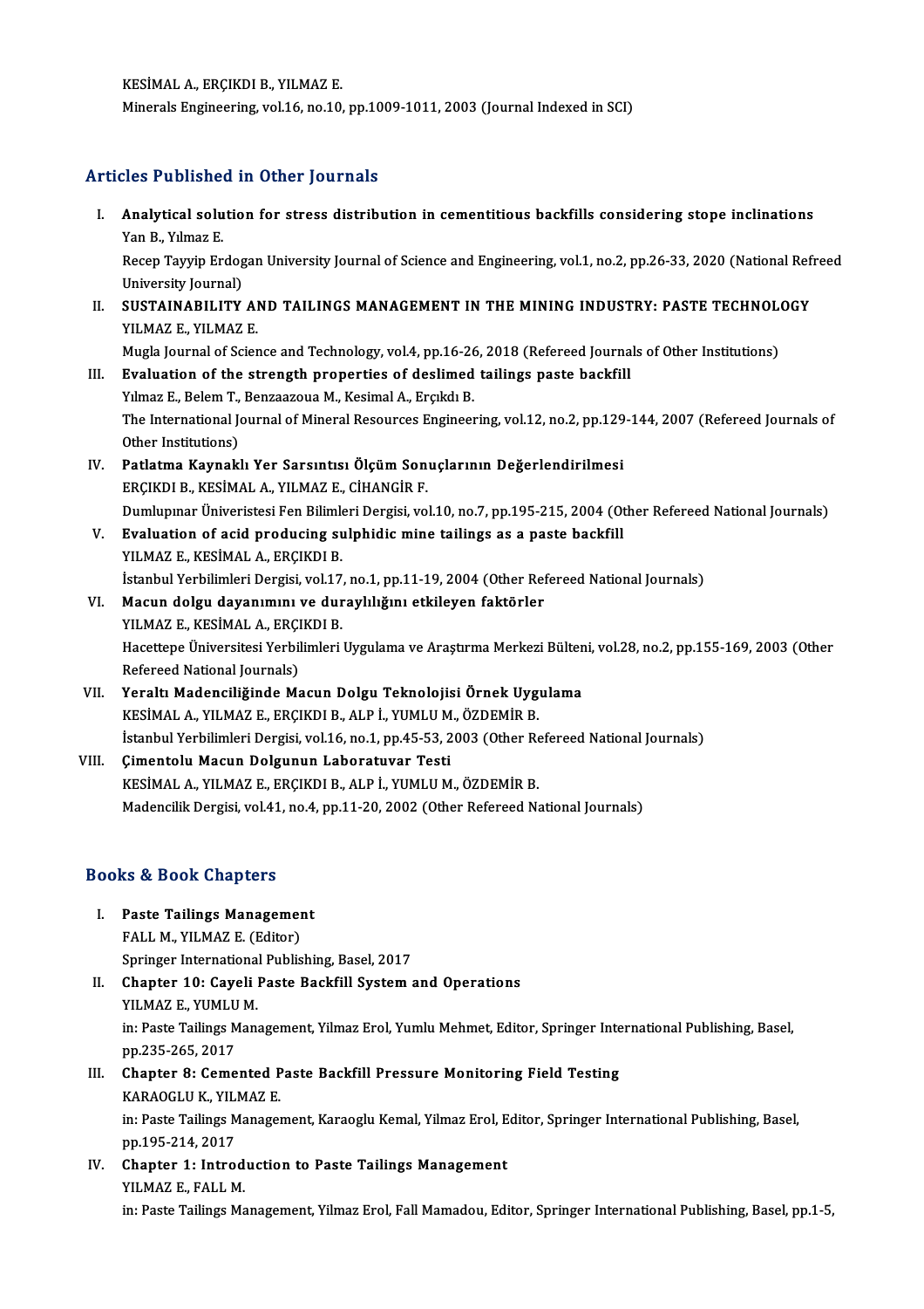KESİMAL A., ERÇIKDI B., YILMAZ E.
Minerals Engineering, vol.16, no.10, pp.1009-1011, 2003 (Journal Indexed in SCI)

## Articles Published in Other Journals

I. **Analytical solution for stress distribution in cementitious backfills considering stope inclinations**
Yan B., Yılmaz E.
Recep Tayyip Erdogan University Journal of Science and Engineering, vol.1, no.2, pp.26-33, 2020 (National Refreed University Journal)

II. **SUSTAINABILITY AND TAILINGS MANAGEMENT IN THE MINING INDUSTRY: PASTE TECHNOLOGY**
YILMAZ E., YILMAZ E.
Mugla Journal of Science and Technology, vol.4, pp.16-26, 2018 (Refereed Journals of Other Institutions)

III. **Evaluation of the strength properties of deslimed tailings paste backfill**
Yılmaz E., Belem T., Benzaazoua M., Kesimal A., Erçıkdı B.
The International Journal of Mineral Resources Engineering, vol.12, no.2, pp.129-144, 2007 (Refereed Journals of Other Institutions)

IV. **Patlatma Kaynaklı Yer Sarsıntısı Ölçüm Sonuçlarının Değerlendirilmesi**
ERÇIKDI B., KESİMAL A., YILMAZ E., CİHANGİR F.
Dumlupınar Üniveristesi Fen Bilimleri Dergisi, vol.10, no.7, pp.195-215, 2004 (Other Refereed National Journals)

V. **Evaluation of acid producing sulphidic mine tailings as a paste backfill**
YILMAZ E., KESİMAL A., ERÇIKDI B.
İstanbul Yerbilimleri Dergisi, vol.17, no.1, pp.11-19, 2004 (Other Refereed National Journals)

VI. **Macun dolgu dayanımını ve duraylılığını etkileyen faktörler**
YILMAZ E., KESİMAL A., ERÇIKDI B.
Hacettepe Üniversitesi Yerbilimleri Uygulama ve Araştırma Merkezi Bülteni, vol.28, no.2, pp.155-169, 2003 (Other Refereed National Journals)

VII. **Yeraltı Madenciliğinde Macun Dolgu Teknolojisi Örnek Uygulama**
KESİMAL A., YILMAZ E., ERÇIKDI B., ALP İ., YUMLU M., ÖZDEMİR B.
İstanbul Yerbilimleri Dergisi, vol.16, no.1, pp.45-53, 2003 (Other Refereed National Journals)

VIII. **Çimentolu Macun Dolgunun Laboratuvar Testi**
KESİMAL A., YILMAZ E., ERÇIKDI B., ALP İ., YUMLU M., ÖZDEMİR B.
Madencilik Dergisi, vol.41, no.4, pp.11-20, 2002 (Other Refereed National Journals)

## Books & Book Chapters

I. **Paste Tailings Management**
FALL M., YILMAZ E. (Editor)
Springer International Publishing, Basel, 2017

II. **Chapter 10: Cayeli Paste Backfill System and Operations**
YILMAZ E., YUMLU M.
in: Paste Tailings Management, Yilmaz Erol, Yumlu Mehmet, Editor, Springer International Publishing, Basel, pp.235-265, 2017

III. **Chapter 8: Cemented Paste Backfill Pressure Monitoring Field Testing**
KARAOGLU K., YILMAZ E.
in: Paste Tailings Management, Karaoglu Kemal, Yilmaz Erol, Editor, Springer International Publishing, Basel, pp.195-214, 2017

IV. **Chapter 1: Introduction to Paste Tailings Management**
YILMAZ E., FALL M.
in: Paste Tailings Management, Yilmaz Erol, Fall Mamadou, Editor, Springer International Publishing, Basel, pp.1-5,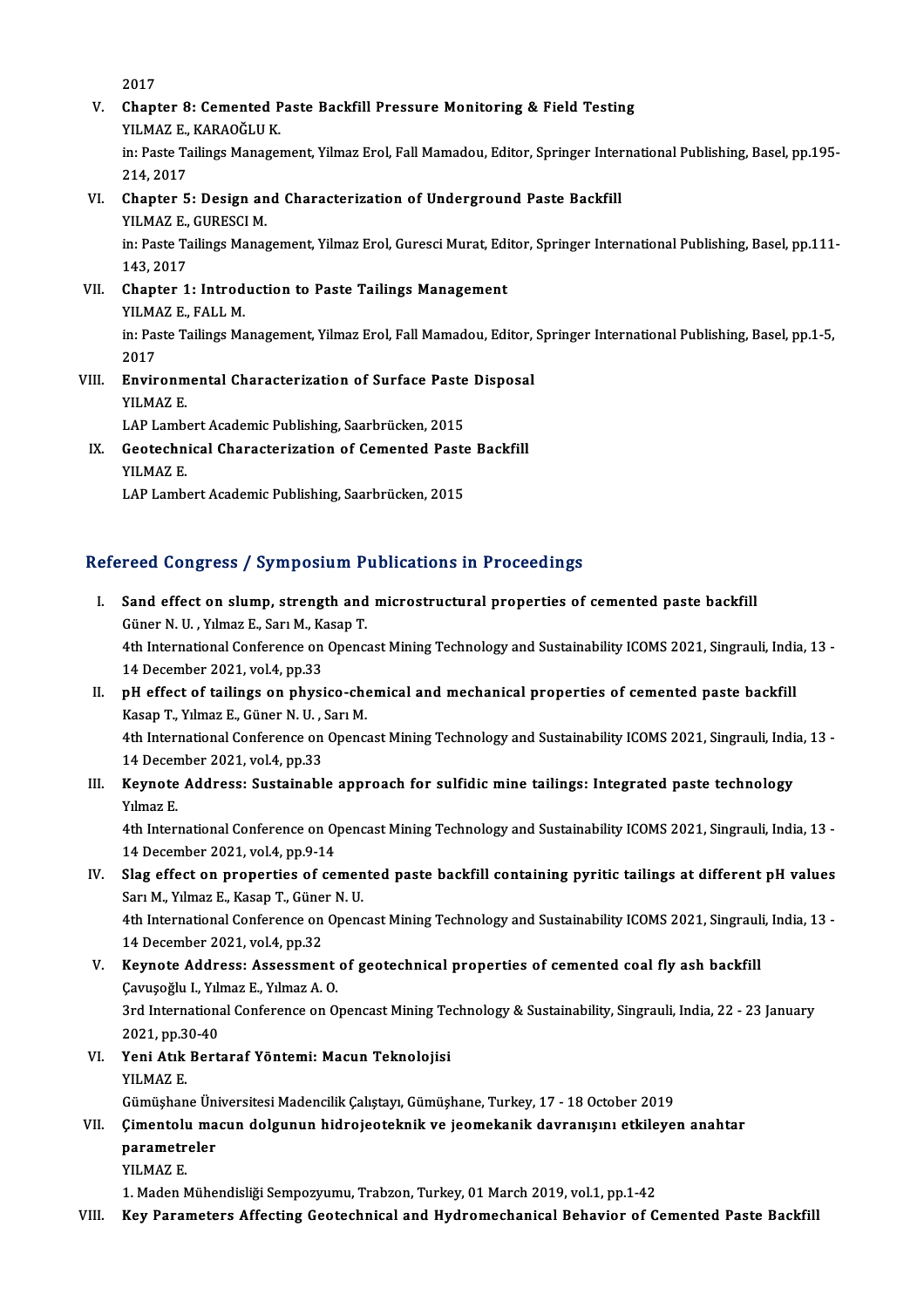2017

V. **Chapter 8: Cemented Paste Backfill Pressure Monitoring & Field Testing**
YILMAZ E., KARAOĞLU K.
in: Paste Tailings Management, Yilmaz Erol, Fall Mamadou, Editor, Springer International Publishing, Basel, pp.195-214, 2017

VI. **Chapter 5: Design and Characterization of Underground Paste Backfill**
YILMAZ E., GURESCI M.
in: Paste Tailings Management, Yilmaz Erol, Guresci Murat, Editor, Springer International Publishing, Basel, pp.111-143, 2017

VII. **Chapter 1: Introduction to Paste Tailings Management**
YILMAZ E., FALL M.
in: Paste Tailings Management, Yilmaz Erol, Fall Mamadou, Editor, Springer International Publishing, Basel, pp.1-5, 2017

VIII. **Environmental Characterization of Surface Paste Disposal**
YILMAZ E.
LAP Lambert Academic Publishing, Saarbrücken, 2015

IX. **Geotechnical Characterization of Cemented Paste Backfill**
YILMAZ E.
LAP Lambert Academic Publishing, Saarbrücken, 2015

## Refereed Congress / Symposium Publications in Proceedings

I. **Sand effect on slump, strength and microstructural properties of cemented paste backfill**
Güner N. U. , Yılmaz E., Sarı M., Kasap T.
4th International Conference on Opencast Mining Technology and Sustainability ICOMS 2021, Singrauli, India, 13 - 14 December 2021, vol.4, pp.33

II. **pH effect of tailings on physico-chemical and mechanical properties of cemented paste backfill**
Kasap T., Yılmaz E., Güner N. U. , Sarı M.
4th International Conference on Opencast Mining Technology and Sustainability ICOMS 2021, Singrauli, India, 13 - 14 December 2021, vol.4, pp.33

III. **Keynote Address: Sustainable approach for sulfidic mine tailings: Integrated paste technology**
Yılmaz E.
4th International Conference on Opencast Mining Technology and Sustainability ICOMS 2021, Singrauli, India, 13 - 14 December 2021, vol.4, pp.9-14

IV. **Slag effect on properties of cemented paste backfill containing pyritic tailings at different pH values**
Sarı M., Yılmaz E., Kasap T., Güner N. U.
4th International Conference on Opencast Mining Technology and Sustainability ICOMS 2021, Singrauli, India, 13 - 14 December 2021, vol.4, pp.32

V. **Keynote Address: Assessment of geotechnical properties of cemented coal fly ash backfill**
Çavuşoğlu I., Yılmaz E., Yılmaz A. O.
3rd International Conference on Opencast Mining Technology & Sustainability, Singrauli, India, 22 - 23 January 2021, pp.30-40

VI. **Yeni Atık Bertaraf Yöntemi: Macun Teknolojisi**
YILMAZ E.
Gümüşhane Üniversitesi Madencilik Çalıştayı, Gümüşhane, Turkey, 17 - 18 October 2019

VII. **Çimentolu macun dolgunun hidrojeoteknik ve jeomekanik davranışını etkileyen anahtar parametreler**
YILMAZ E.
1. Maden Mühendisliği Sempozyumu, Trabzon, Turkey, 01 March 2019, vol.1, pp.1-42

VIII. **Key Parameters Affecting Geotechnical and Hydromechanical Behavior of Cemented Paste Backfill**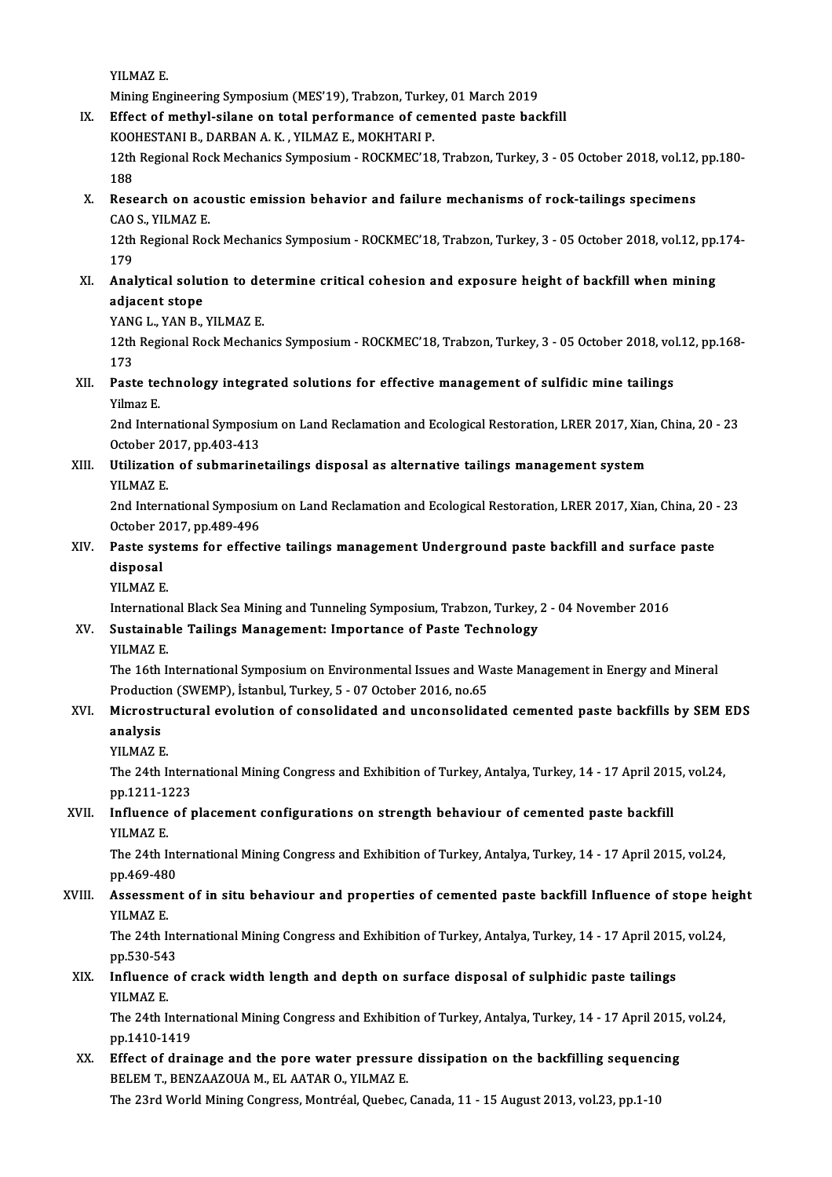YILMAZ E.

Mining Engineering Symposium (MES'19), Trabzon, Turkey, 01 March 2019

IX. **Effect of methyl-silane on total performance of cemented paste backfill**
KOOHESTANI B., DARBAN A. K. , YILMAZ E., MOKHTARI P.
12th Regional Rock Mechanics Symposium - ROCKMEC'18, Trabzon, Turkey, 3 - 05 October 2018, vol.12, pp.180-188

X. **Research on acoustic emission behavior and failure mechanisms of rock-tailings specimens**
CAO S., YILMAZ E.
12th Regional Rock Mechanics Symposium - ROCKMEC'18, Trabzon, Turkey, 3 - 05 October 2018, vol.12, pp.174-179

XI. **Analytical solution to determine critical cohesion and exposure height of backfill when mining adjacent stope**
YANG L., YAN B., YILMAZ E.
12th Regional Rock Mechanics Symposium - ROCKMEC'18, Trabzon, Turkey, 3 - 05 October 2018, vol.12, pp.168-173

XII. **Paste technology integrated solutions for effective management of sulfidic mine tailings**
Yilmaz E.
2nd International Symposium on Land Reclamation and Ecological Restoration, LRER 2017, Xian, China, 20 - 23 October 2017, pp.403-413

XIII. **Utilization of submarinetailings disposal as alternative tailings management system**
YILMAZ E.
2nd International Symposium on Land Reclamation and Ecological Restoration, LRER 2017, Xian, China, 20 - 23 October 2017, pp.489-496

XIV. **Paste systems for effective tailings management Underground paste backfill and surface paste disposal**
YILMAZ E.
International Black Sea Mining and Tunneling Symposium, Trabzon, Turkey, 2 - 04 November 2016

XV. **Sustainable Tailings Management: Importance of Paste Technology**
YILMAZ E.
The 16th International Symposium on Environmental Issues and Waste Management in Energy and Mineral Production (SWEMP), İstanbul, Turkey, 5 - 07 October 2016, no.65

XVI. **Microstructural evolution of consolidated and unconsolidated cemented paste backfills by SEM EDS analysis**
YILMAZ E.
The 24th International Mining Congress and Exhibition of Turkey, Antalya, Turkey, 14 - 17 April 2015, vol.24, pp.1211-1223

XVII. **Influence of placement configurations on strength behaviour of cemented paste backfill**
YILMAZ E.
The 24th International Mining Congress and Exhibition of Turkey, Antalya, Turkey, 14 - 17 April 2015, vol.24, pp.469-480

XVIII. **Assessment of in situ behaviour and properties of cemented paste backfill Influence of stope height**
YILMAZ E.
The 24th International Mining Congress and Exhibition of Turkey, Antalya, Turkey, 14 - 17 April 2015, vol.24, pp.530-543

XIX. **Influence of crack width length and depth on surface disposal of sulphidic paste tailings**
YILMAZ E.
The 24th International Mining Congress and Exhibition of Turkey, Antalya, Turkey, 14 - 17 April 2015, vol.24, pp.1410-1419

XX. **Effect of drainage and the pore water pressure dissipation on the backfilling sequencing**
BELEM T., BENZAAZOUA M., EL AATAR O., YILMAZ E.
The 23rd World Mining Congress, Montréal, Quebec, Canada, 11 - 15 August 2013, vol.23, pp.1-10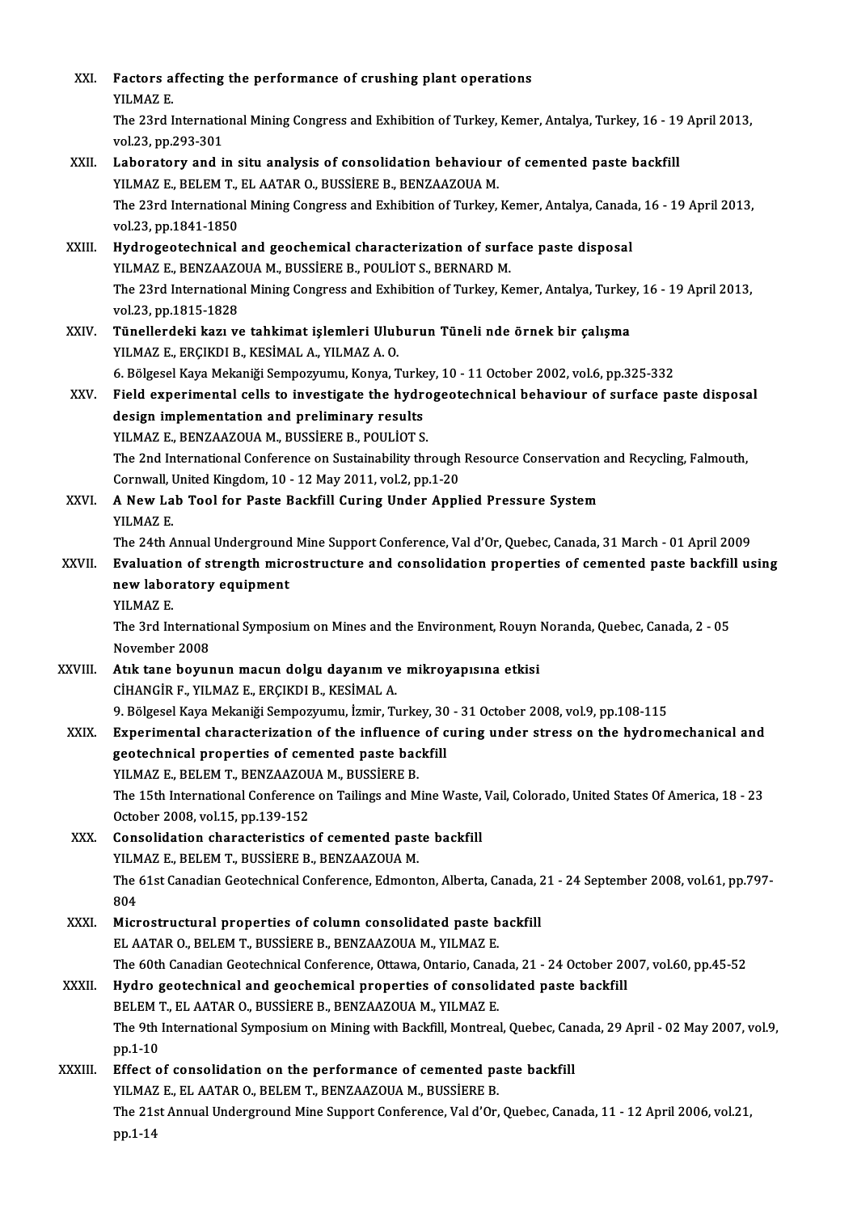XXI. **Factors affecting the performance of crushing plant operations**
YILMAZ E.
The 23rd International Mining Congress and Exhibition of Turkey, Kemer, Antalya, Turkey, 16 - 19 April 2013, vol.23, pp.293-301

XXII. **Laboratory and in situ analysis of consolidation behaviour of cemented paste backfill**
YILMAZ E., BELEM T., EL AATAR O., BUSSİERE B., BENZAAZOUA M.
The 23rd International Mining Congress and Exhibition of Turkey, Kemer, Antalya, Canada, 16 - 19 April 2013, vol.23, pp.1841-1850

XXIII. **Hydrogeotechnical and geochemical characterization of surface paste disposal**
YILMAZ E., BENZAAZOUA M., BUSSİERE B., POULİOT S., BERNARD M.
The 23rd International Mining Congress and Exhibition of Turkey, Kemer, Antalya, Turkey, 16 - 19 April 2013, vol.23, pp.1815-1828

XXIV. **Tünellerdeki kazı ve tahkimat işlemleri Uluburun Tüneli nde örnek bir çalışma**
YILMAZ E., ERÇIKDI B., KESİMAL A., YILMAZ A. O.
6. Bölgesel Kaya Mekaniği Sempozyumu, Konya, Turkey, 10 - 11 October 2002, vol.6, pp.325-332

XXV. **Field experimental cells to investigate the hydrogeotechnical behaviour of surface paste disposal design implementation and preliminary results**
YILMAZ E., BENZAAZOUA M., BUSSİERE B., POULİOT S.
The 2nd International Conference on Sustainability through Resource Conservation and Recycling, Falmouth, Cornwall, United Kingdom, 10 - 12 May 2011, vol.2, pp.1-20

XXVI. **A New Lab Tool for Paste Backfill Curing Under Applied Pressure System**
YILMAZ E.
The 24th Annual Underground Mine Support Conference, Val d'Or, Quebec, Canada, 31 March - 01 April 2009

XXVII. **Evaluation of strength microstructure and consolidation properties of cemented paste backfill using new laboratory equipment**
YILMAZ E.
The 3rd International Symposium on Mines and the Environment, Rouyn Noranda, Quebec, Canada, 2 - 05 November 2008

XXVIII. **Atık tane boyunun macun dolgu dayanım ve mikroyapısına etkisi**
CİHANGİR F., YILMAZ E., ERÇIKDI B., KESİMAL A.
9. Bölgesel Kaya Mekaniği Sempozyumu, İzmir, Turkey, 30 - 31 October 2008, vol.9, pp.108-115

XXIX. **Experimental characterization of the influence of curing under stress on the hydromechanical and geotechnical properties of cemented paste backfill**
YILMAZ E., BELEM T., BENZAAZOUA M., BUSSİERE B.
The 15th International Conference on Tailings and Mine Waste, Vail, Colorado, United States Of America, 18 - 23 October 2008, vol.15, pp.139-152

XXX. **Consolidation characteristics of cemented paste backfill**
YILMAZ E., BELEM T., BUSSİERE B., BENZAAZOUA M.
The 61st Canadian Geotechnical Conference, Edmonton, Alberta, Canada, 21 - 24 September 2008, vol.61, pp.797-804

XXXI. **Microstructural properties of column consolidated paste backfill**
EL AATAR O., BELEM T., BUSSİERE B., BENZAAZOUA M., YILMAZ E.
The 60th Canadian Geotechnical Conference, Ottawa, Ontario, Canada, 21 - 24 October 2007, vol.60, pp.45-52

XXXII. **Hydro geotechnical and geochemical properties of consolidated paste backfill**
BELEM T., EL AATAR O., BUSSİERE B., BENZAAZOUA M., YILMAZ E.
The 9th International Symposium on Mining with Backfill, Montreal, Quebec, Canada, 29 April - 02 May 2007, vol.9, pp.1-10

XXXIII. **Effect of consolidation on the performance of cemented paste backfill**
YILMAZ E., EL AATAR O., BELEM T., BENZAAZOUA M., BUSSİERE B.
The 21st Annual Underground Mine Support Conference, Val d'Or, Quebec, Canada, 11 - 12 April 2006, vol.21, pp.1-14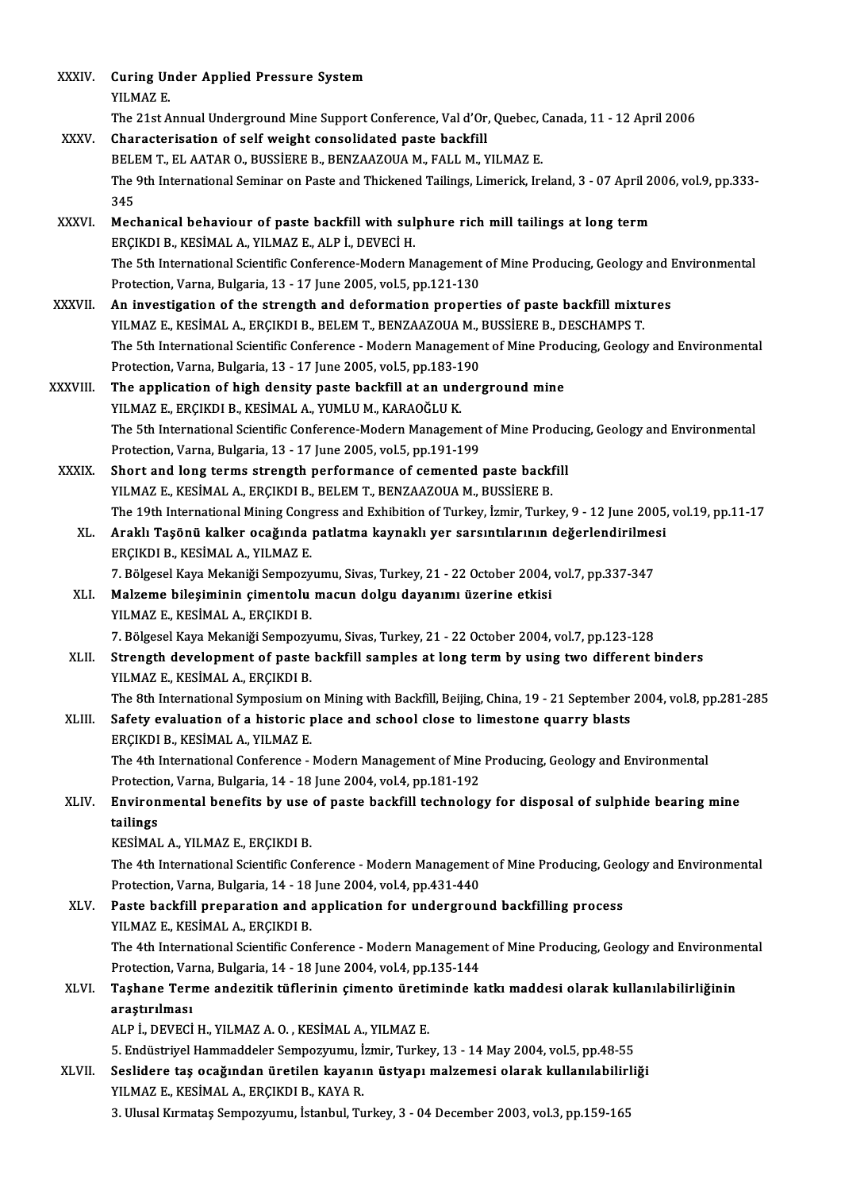XXXIV. **Curing Under Applied Pressure System**
YILMAZ E.
The 21st Annual Underground Mine Support Conference, Val d'Or, Quebec, Canada, 11 - 12 April 2006

XXXV. **Characterisation of self weight consolidated paste backfill**
BELEM T., EL AATAR O., BUSSİERE B., BENZAAZOUA M., FALL M., YILMAZ E.
The 9th International Seminar on Paste and Thickened Tailings, Limerick, Ireland, 3 - 07 April 2006, vol.9, pp.333-345

XXXVI. **Mechanical behaviour of paste backfill with sulphure rich mill tailings at long term**
ERÇIKDI B., KESİMAL A., YILMAZ E., ALP İ., DEVECİ H.
The 5th International Scientific Conference-Modern Management of Mine Producing, Geology and Environmental Protection, Varna, Bulgaria, 13 - 17 June 2005, vol.5, pp.121-130

XXXVII. **An investigation of the strength and deformation properties of paste backfill mixtures**
YILMAZ E., KESİMAL A., ERÇIKDI B., BELEM T., BENZAAZOUA M., BUSSİERE B., DESCHAMPS T.
The 5th International Scientific Conference - Modern Management of Mine Producing, Geology and Environmental Protection, Varna, Bulgaria, 13 - 17 June 2005, vol.5, pp.183-190

XXXVIII. **The application of high density paste backfill at an underground mine**
YILMAZ E., ERÇIKDI B., KESİMAL A., YUMLU M., KARAOĞLU K.
The 5th International Scientific Conference-Modern Management of Mine Producing, Geology and Environmental Protection, Varna, Bulgaria, 13 - 17 June 2005, vol.5, pp.191-199

XXXIX. **Short and long terms strength performance of cemented paste backfill**
YILMAZ E., KESİMAL A., ERÇIKDI B., BELEM T., BENZAAZOUA M., BUSSİERE B.
The 19th International Mining Congress and Exhibition of Turkey, İzmir, Turkey, 9 - 12 June 2005, vol.19, pp.11-17

XL. **Araklı Taşönü kalker ocağında patlatma kaynaklı yer sarsıntılarının değerlendirilmesi**
ERÇIKDI B., KESİMAL A., YILMAZ E.
7. Bölgesel Kaya Mekaniği Sempozyumu, Sivas, Turkey, 21 - 22 October 2004, vol.7, pp.337-347

XLI. **Malzeme bileşiminin çimentolu macun dolgu dayanımı üzerine etkisi**
YILMAZ E., KESİMAL A., ERÇIKDI B.
7. Bölgesel Kaya Mekaniği Sempozyumu, Sivas, Turkey, 21 - 22 October 2004, vol.7, pp.123-128

XLII. **Strength development of paste backfill samples at long term by using two different binders**
YILMAZ E., KESİMAL A., ERÇIKDI B.
The 8th International Symposium on Mining with Backfill, Beijing, China, 19 - 21 September 2004, vol.8, pp.281-285

XLIII. **Safety evaluation of a historic place and school close to limestone quarry blasts**
ERÇIKDI B., KESİMAL A., YILMAZ E.
The 4th International Conference - Modern Management of Mine Producing, Geology and Environmental Protection, Varna, Bulgaria, 14 - 18 June 2004, vol.4, pp.181-192

XLIV. **Environmental benefits by use of paste backfill technology for disposal of sulphide bearing mine tailings**
KESİMAL A., YILMAZ E., ERÇIKDI B.
The 4th International Scientific Conference - Modern Management of Mine Producing, Geology and Environmental Protection, Varna, Bulgaria, 14 - 18 June 2004, vol.4, pp.431-440

XLV. **Paste backfill preparation and application for underground backfilling process**
YILMAZ E., KESİMAL A., ERÇIKDI B.
The 4th International Scientific Conference - Modern Management of Mine Producing, Geology and Environmental Protection, Varna, Bulgaria, 14 - 18 June 2004, vol.4, pp.135-144

XLVI. **Taşhane Terme andezitik tüflerinin çimento üretiminde katkı maddesi olarak kullanılabilirliğinin araştırılması**
ALP İ., DEVECİ H., YILMAZ A. O. , KESİMAL A., YILMAZ E.
5. Endüstriyel Hammaddeler Sempozyumu, İzmir, Turkey, 13 - 14 May 2004, vol.5, pp.48-55

XLVII. **Seslidere taş ocağından üretilen kayanın üstyapı malzemesi olarak kullanılabilirliği**
YILMAZ E., KESİMAL A., ERÇIKDI B., KAYA R.
3. Ulusal Kırmataş Sempozyumu, İstanbul, Turkey, 3 - 04 December 2003, vol.3, pp.159-165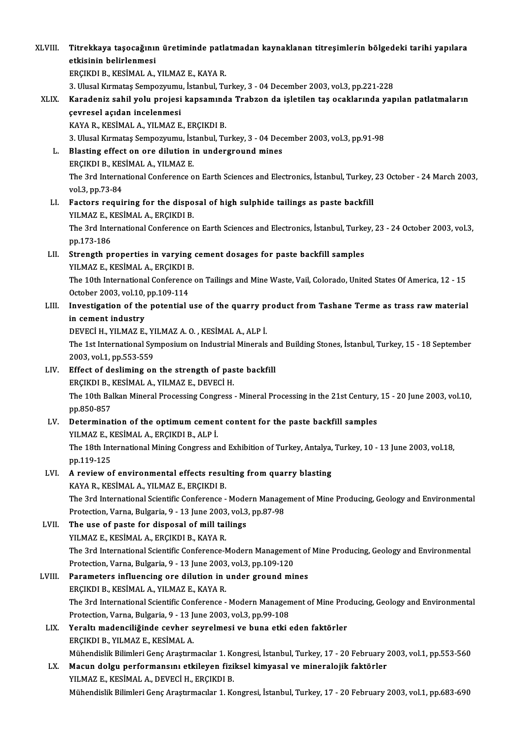XLVIII. **Titrekkaya taşocağının üretiminde patlatmadan kaynaklanan titreşimlerin bölgedeki tarihi yapılara etkisinin belirlenmesi**
ERÇIKDI B., KESİMAL A., YILMAZ E., KAYA R.
3. Ulusal Kırmataş Sempozyumu, İstanbul, Turkey, 3 - 04 December 2003, vol.3, pp.221-228

XLIX. **Karadeniz sahil yolu projesi kapsamında Trabzon da işletilen taş ocaklarında yapılan patlatmaların çevresel açıdan incelenmesi**
KAYA R., KESİMAL A., YILMAZ E., ERÇIKDI B.
3. Ulusal Kırmataş Sempozyumu, İstanbul, Turkey, 3 - 04 December 2003, vol.3, pp.91-98

L. **Blasting effect on ore dilution in underground mines**
ERÇIKDI B., KESİMAL A., YILMAZ E.
The 3rd International Conference on Earth Sciences and Electronics, İstanbul, Turkey, 23 October - 24 March 2003, vol.3, pp.73-84

LI. **Factors requiring for the disposal of high sulphide tailings as paste backfill**
YILMAZ E., KESİMAL A., ERÇIKDI B.
The 3rd International Conference on Earth Sciences and Electronics, İstanbul, Turkey, 23 - 24 October 2003, vol.3, pp.173-186

LII. **Strength properties in varying cement dosages for paste backfill samples**
YILMAZ E., KESİMAL A., ERÇIKDI B.
The 10th International Conference on Tailings and Mine Waste, Vail, Colorado, United States Of America, 12 - 15 October 2003, vol.10, pp.109-114

LIII. **Investigation of the potential use of the quarry product from Tashane Terme as trass raw material in cement industry**
DEVECİ H., YILMAZ E., YILMAZ A. O. , KESİMAL A., ALP İ.
The 1st International Symposium on Industrial Minerals and Building Stones, İstanbul, Turkey, 15 - 18 September 2003, vol.1, pp.553-559

LIV. **Effect of desliming on the strength of paste backfill**
ERÇIKDI B., KESİMAL A., YILMAZ E., DEVECİ H.
The 10th Balkan Mineral Processing Congress - Mineral Processing in the 21st Century, 15 - 20 June 2003, vol.10, pp.850-857

LV. **Determination of the optimum cement content for the paste backfill samples**
YILMAZ E., KESİMAL A., ERÇIKDI B., ALP İ.
The 18th International Mining Congress and Exhibition of Turkey, Antalya, Turkey, 10 - 13 June 2003, vol.18, pp.119-125

LVI. **A review of environmental effects resulting from quarry blasting**
KAYA R., KESİMAL A., YILMAZ E., ERÇIKDI B.
The 3rd International Scientific Conference - Modern Management of Mine Producing, Geology and Environmental Protection, Varna, Bulgaria, 9 - 13 June 2003, vol.3, pp.87-98

LVII. **The use of paste for disposal of mill tailings**
YILMAZ E., KESİMAL A., ERÇIKDI B., KAYA R.
The 3rd International Scientific Conference-Modern Management of Mine Producing, Geology and Environmental Protection, Varna, Bulgaria, 9 - 13 June 2003, vol.3, pp.109-120

LVIII. **Parameters influencing ore dilution in under ground mines**
ERÇIKDI B., KESİMAL A., YILMAZ E., KAYA R.
The 3rd International Scientific Conference - Modern Management of Mine Producing, Geology and Environmental Protection, Varna, Bulgaria, 9 - 13 June 2003, vol.3, pp.99-108

LIX. **Yeraltı madenciliğinde cevher seyrelmesi ve buna etki eden faktörler**
ERÇIKDI B., YILMAZ E., KESİMAL A.
Mühendislik Bilimleri Genç Araştırmacılar 1. Kongresi, İstanbul, Turkey, 17 - 20 February 2003, vol.1, pp.553-560

LX. **Macun dolgu performansını etkileyen fiziksel kimyasal ve mineralojik faktörler**
YILMAZ E., KESİMAL A., DEVECİ H., ERÇIKDI B.
Mühendislik Bilimleri Genç Araştırmacılar 1. Kongresi, İstanbul, Turkey, 17 - 20 February 2003, vol.1, pp.683-690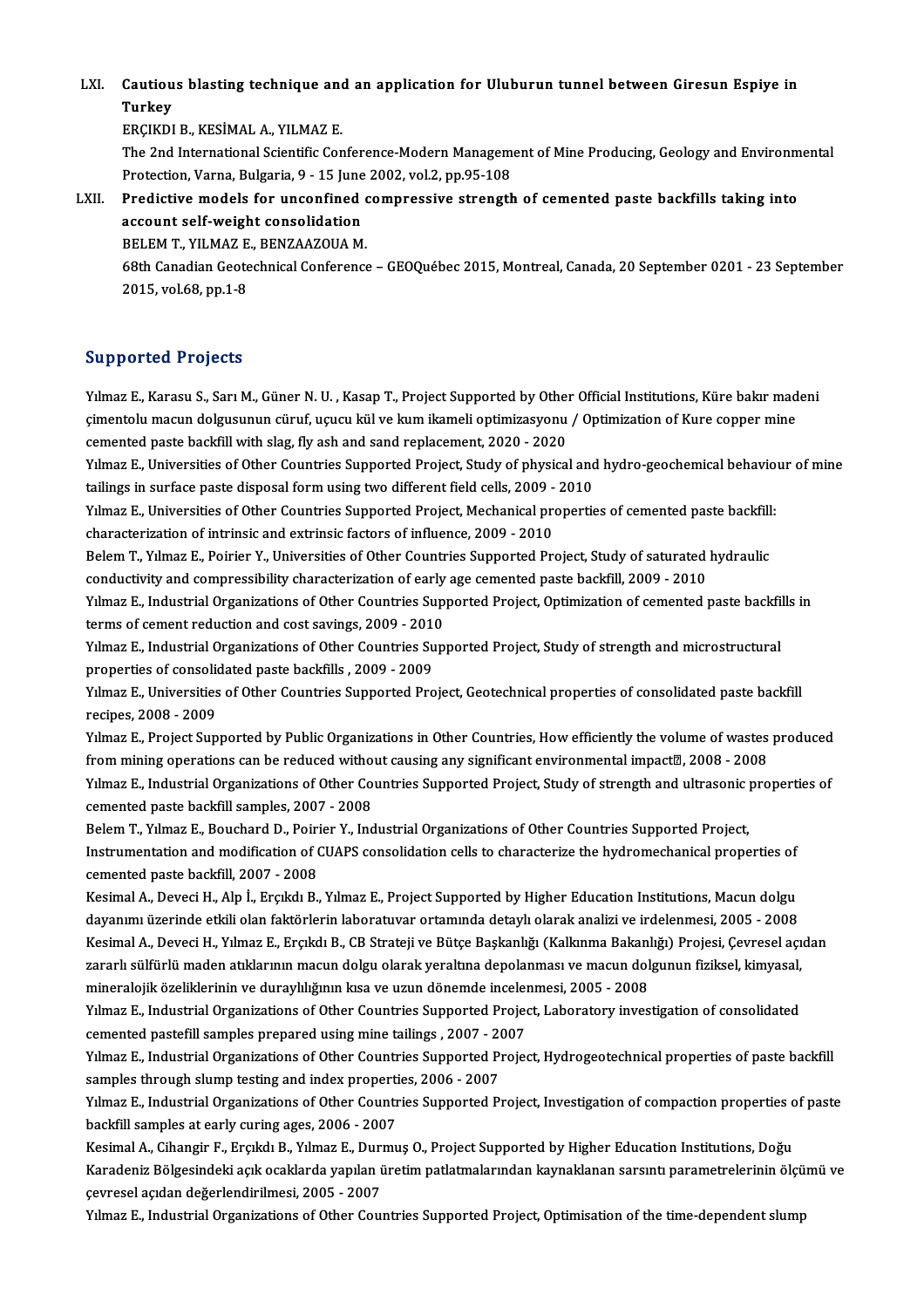LXI. **Cautious blasting technique and an application for Uluburun tunnel between Giresun Espiye in Turkey**
ERÇIKDI B., KESİMAL A., YILMAZ E.
The 2nd International Scientific Conference-Modern Management of Mine Producing, Geology and Environmental Protection, Varna, Bulgaria, 9 - 15 June 2002, vol.2, pp.95-108

LXII. **Predictive models for unconfined compressive strength of cemented paste backfills taking into account self-weight consolidation**
BELEM T., YILMAZ E., BENZAAZOUA M.
68th Canadian Geotechnical Conference – GEOQuébec 2015, Montreal, Canada, 20 September 0201 - 23 September 2015, vol.68, pp.1-8

## Supported Projects

Yılmaz E., Karasu S., Sarı M., Güner N. U. , Kasap T., Project Supported by Other Official Institutions, Küre bakır madeni çimentolu macun dolgusunun cüruf, uçucu kül ve kum ikameli optimizasyonu / Optimization of Kure copper mine cemented paste backfill with slag, fly ash and sand replacement, 2020 - 2020

Yılmaz E., Universities of Other Countries Supported Project, Study of physical and hydro-geochemical behaviour of mine tailings in surface paste disposal form using two different field cells, 2009 - 2010

Yılmaz E., Universities of Other Countries Supported Project, Mechanical properties of cemented paste backfill: characterization of intrinsic and extrinsic factors of influence, 2009 - 2010

Belem T., Yılmaz E., Poirier Y., Universities of Other Countries Supported Project, Study of saturated hydraulic conductivity and compressibility characterization of early age cemented paste backfill, 2009 - 2010

Yılmaz E., Industrial Organizations of Other Countries Supported Project, Optimization of cemented paste backfills in terms of cement reduction and cost savings, 2009 - 2010

Yılmaz E., Industrial Organizations of Other Countries Supported Project, Study of strength and microstructural properties of consolidated paste backfills , 2009 - 2009

Yılmaz E., Universities of Other Countries Supported Project, Geotechnical properties of consolidated paste backfill recipes, 2008 - 2009

Yılmaz E., Project Supported by Public Organizations in Other Countries, How efficiently the volume of wastes produced from mining operations can be reduced without causing any significant environmental impact?, 2008 - 2008

Yılmaz E., Industrial Organizations of Other Countries Supported Project, Study of strength and ultrasonic properties of cemented paste backfill samples, 2007 - 2008

Belem T., Yılmaz E., Bouchard D., Poirier Y., Industrial Organizations of Other Countries Supported Project, Instrumentation and modification of CUAPS consolidation cells to characterize the hydromechanical properties of cemented paste backfill, 2007 - 2008

Kesimal A., Deveci H., Alp İ., Erçıkdı B., Yılmaz E., Project Supported by Higher Education Institutions, Macun dolgu dayanımı üzerinde etkili olan faktörlerin laboratuvar ortamında detaylı olarak analizi ve irdelenmesi, 2005 - 2008

Kesimal A., Deveci H., Yılmaz E., Erçıkdı B., CB Strateji ve Bütçe Başkanlığı (Kalkınma Bakanlığı) Projesi, Çevresel açıdan zararlı sülfürlü maden atıklarının macun dolgu olarak yeraltına depolanması ve macun dolgunun fiziksel, kimyasal, mineralojik özeliklerinin ve duraylılığının kısa ve uzun dönemde incelenmesi, 2005 - 2008

Yılmaz E., Industrial Organizations of Other Countries Supported Project, Laboratory investigation of consolidated cemented pastefill samples prepared using mine tailings , 2007 - 2007

Yılmaz E., Industrial Organizations of Other Countries Supported Project, Hydrogeotechnical properties of paste backfill samples through slump testing and index properties, 2006 - 2007

Yılmaz E., Industrial Organizations of Other Countries Supported Project, Investigation of compaction properties of paste backfill samples at early curing ages, 2006 - 2007

Kesimal A., Cihangir F., Erçıkdı B., Yılmaz E., Durmuş O., Project Supported by Higher Education Institutions, Doğu Karadeniz Bölgesindeki açık ocaklarda yapılan üretim patlatmalarından kaynaklanan sarsıntı parametrelerinin ölçümü ve çevresel açıdan değerlendirilmesi, 2005 - 2007

Yılmaz E., Industrial Organizations of Other Countries Supported Project, Optimisation of the time-dependent slump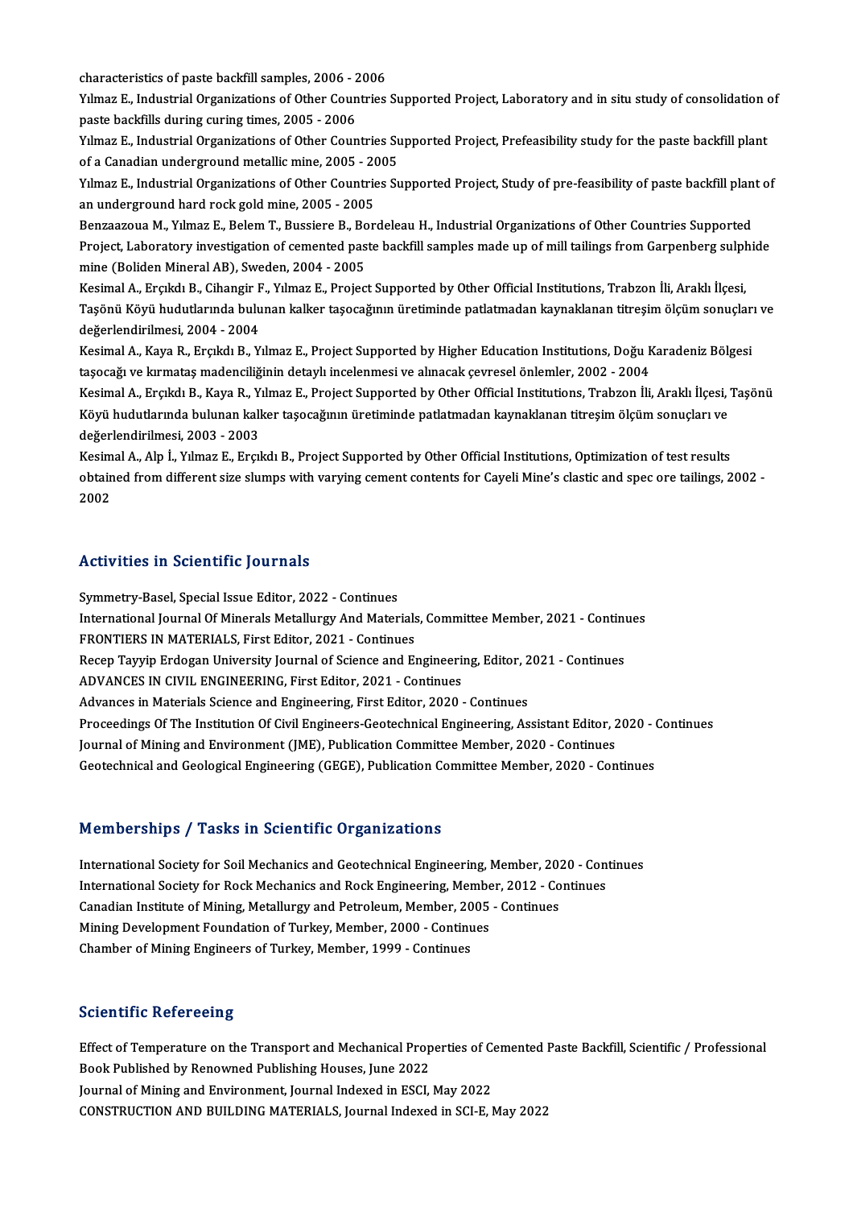characteristics of paste backfill samples, 2006 - 2006

Yılmaz E., Industrial Organizations of Other Countries Supported Project, Laboratory and in situ study of consolidation of paste backfills during curing times, 2005 - 2006

Yılmaz E., Industrial Organizations of Other Countries Supported Project, Prefeasibility study for the paste backfill plant of a Canadian underground metallic mine, 2005 - 2005

Yılmaz E., Industrial Organizations of Other Countries Supported Project, Study of pre-feasibility of paste backfill plant of an underground hard rock gold mine, 2005 - 2005

Benzaazoua M., Yılmaz E., Belem T., Bussiere B., Bordeleau H., Industrial Organizations of Other Countries Supported Project, Laboratory investigation of cemented paste backfill samples made up of mill tailings from Garpenberg sulphide mine (Boliden Mineral AB), Sweden, 2004 - 2005

Kesimal A., Erçıkdı B., Cihangir F., Yılmaz E., Project Supported by Other Official Institutions, Trabzon İli, Araklı İlçesi, Taşönü Köyü hudutlarında bulunan kalker taşocağının üretiminde patlatmadan kaynaklanan titreşim ölçüm sonuçları ve değerlendirilmesi, 2004 - 2004

Kesimal A., Kaya R., Erçıkdı B., Yılmaz E., Project Supported by Higher Education Institutions, Doğu Karadeniz Bölgesi taşocağı ve kırmataş madenciliğinin detaylı incelenmesi ve alınacak çevresel önlemler, 2002 - 2004

Kesimal A., Erçıkdı B., Kaya R., Yılmaz E., Project Supported by Other Official Institutions, Trabzon İli, Araklı İlçesi, Taşönü Köyü hudutlarında bulunan kalker taşocağının üretiminde patlatmadan kaynaklanan titreşim ölçüm sonuçları ve değerlendirilmesi, 2003 - 2003

Kesimal A., Alp İ., Yılmaz E., Erçıkdı B., Project Supported by Other Official Institutions, Optimization of test results obtained from different size slumps with varying cement contents for Cayeli Mine's clastic and spec ore tailings, 2002 - 2002

## Activities in Scientific Journals

Symmetry-Basel, Special Issue Editor, 2022 - Continues

International Journal Of Minerals Metallurgy And Materials, Committee Member, 2021 - Continues

FRONTIERS IN MATERIALS, First Editor, 2021 - Continues

Recep Tayyip Erdogan University Journal of Science and Engineering, Editor, 2021 - Continues

ADVANCES IN CIVIL ENGINEERING, First Editor, 2021 - Continues

Advances in Materials Science and Engineering, First Editor, 2020 - Continues

Proceedings Of The Institution Of Civil Engineers-Geotechnical Engineering, Assistant Editor, 2020 - Continues

Journal of Mining and Environment (JME), Publication Committee Member, 2020 - Continues

Geotechnical and Geological Engineering (GEGE), Publication Committee Member, 2020 - Continues

## Memberships / Tasks in Scientific Organizations

International Society for Soil Mechanics and Geotechnical Engineering, Member, 2020 - Continues

International Society for Rock Mechanics and Rock Engineering, Member, 2012 - Continues

Canadian Institute of Mining, Metallurgy and Petroleum, Member, 2005 - Continues

Mining Development Foundation of Turkey, Member, 2000 - Continues

Chamber of Mining Engineers of Turkey, Member, 1999 - Continues

## Scientific Refereeing

Effect of Temperature on the Transport and Mechanical Properties of Cemented Paste Backfill, Scientific / Professional Book Published by Renowned Publishing Houses, June 2022

Journal of Mining and Environment, Journal Indexed in ESCI, May 2022

CONSTRUCTION AND BUILDING MATERIALS, Journal Indexed in SCI-E, May 2022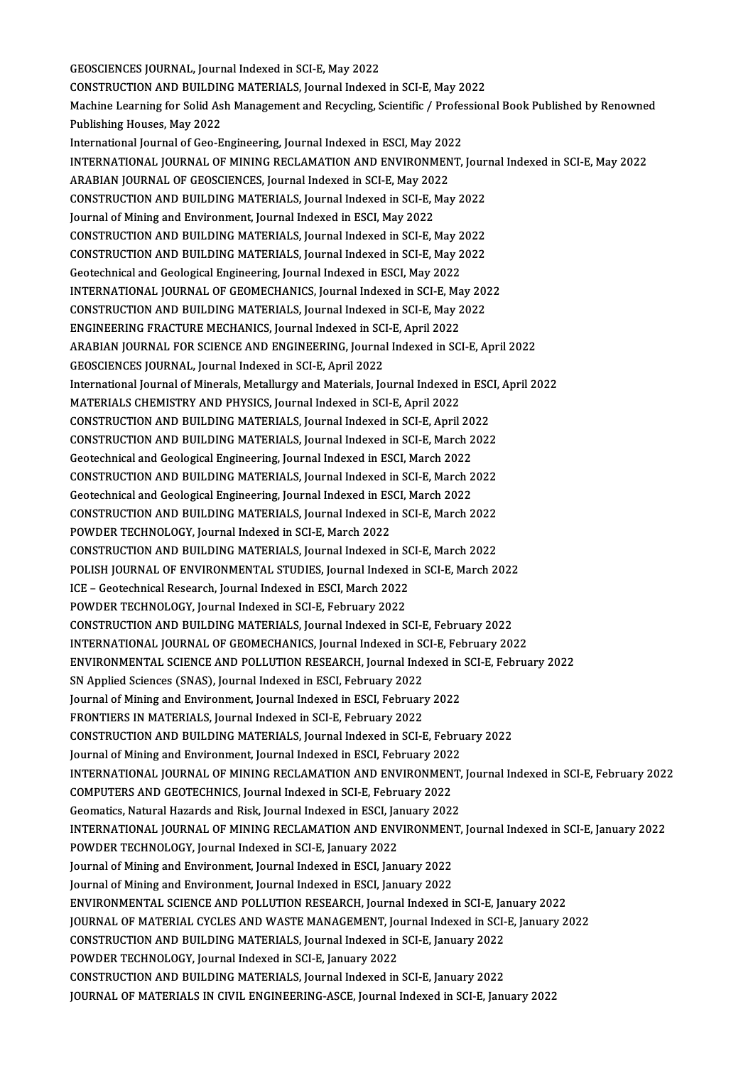GEOSCIENCES JOURNAL, Journal Indexed in SCI-E, May 2022
CONSTRUCTION AND BUILDING MATERIALS, Journal Indexed in SCI-E, May 2022
Machine Learning for Solid Ash Management and Recycling, Scientific / Professional Book Published by Renowned Publishing Houses, May 2022
International Journal of Geo-Engineering, Journal Indexed in ESCI, May 2022
INTERNATIONAL JOURNAL OF MINING RECLAMATION AND ENVIRONMENT, Journal Indexed in SCI-E, May 2022
ARABIAN JOURNAL OF GEOSCIENCES, Journal Indexed in SCI-E, May 2022
CONSTRUCTION AND BUILDING MATERIALS, Journal Indexed in SCI-E, May 2022
Journal of Mining and Environment, Journal Indexed in ESCI, May 2022
CONSTRUCTION AND BUILDING MATERIALS, Journal Indexed in SCI-E, May 2022
CONSTRUCTION AND BUILDING MATERIALS, Journal Indexed in SCI-E, May 2022
Geotechnical and Geological Engineering, Journal Indexed in ESCI, May 2022
INTERNATIONAL JOURNAL OF GEOMECHANICS, Journal Indexed in SCI-E, May 2022
CONSTRUCTION AND BUILDING MATERIALS, Journal Indexed in SCI-E, May 2022
ENGINEERING FRACTURE MECHANICS, Journal Indexed in SCI-E, April 2022
ARABIAN JOURNAL FOR SCIENCE AND ENGINEERING, Journal Indexed in SCI-E, April 2022
GEOSCIENCES JOURNAL, Journal Indexed in SCI-E, April 2022
International Journal of Minerals, Metallurgy and Materials, Journal Indexed in ESCI, April 2022
MATERIALS CHEMISTRY AND PHYSICS, Journal Indexed in SCI-E, April 2022
CONSTRUCTION AND BUILDING MATERIALS, Journal Indexed in SCI-E, April 2022
CONSTRUCTION AND BUILDING MATERIALS, Journal Indexed in SCI-E, March 2022
Geotechnical and Geological Engineering, Journal Indexed in ESCI, March 2022
CONSTRUCTION AND BUILDING MATERIALS, Journal Indexed in SCI-E, March 2022
Geotechnical and Geological Engineering, Journal Indexed in ESCI, March 2022
CONSTRUCTION AND BUILDING MATERIALS, Journal Indexed in SCI-E, March 2022
POWDER TECHNOLOGY, Journal Indexed in SCI-E, March 2022
CONSTRUCTION AND BUILDING MATERIALS, Journal Indexed in SCI-E, March 2022
POLISH JOURNAL OF ENVIRONMENTAL STUDIES, Journal Indexed in SCI-E, March 2022
ICE – Geotechnical Research, Journal Indexed in ESCI, March 2022
POWDER TECHNOLOGY, Journal Indexed in SCI-E, February 2022
CONSTRUCTION AND BUILDING MATERIALS, Journal Indexed in SCI-E, February 2022
INTERNATIONAL JOURNAL OF GEOMECHANICS, Journal Indexed in SCI-E, February 2022
ENVIRONMENTAL SCIENCE AND POLLUTION RESEARCH, Journal Indexed in SCI-E, February 2022
SN Applied Sciences (SNAS), Journal Indexed in ESCI, February 2022
Journal of Mining and Environment, Journal Indexed in ESCI, February 2022
FRONTIERS IN MATERIALS, Journal Indexed in SCI-E, February 2022
CONSTRUCTION AND BUILDING MATERIALS, Journal Indexed in SCI-E, February 2022
Journal of Mining and Environment, Journal Indexed in ESCI, February 2022
INTERNATIONAL JOURNAL OF MINING RECLAMATION AND ENVIRONMENT, Journal Indexed in SCI-E, February 2022
COMPUTERS AND GEOTECHNICS, Journal Indexed in SCI-E, February 2022
Geomatics, Natural Hazards and Risk, Journal Indexed in ESCI, January 2022
INTERNATIONAL JOURNAL OF MINING RECLAMATION AND ENVIRONMENT, Journal Indexed in SCI-E, January 2022
POWDER TECHNOLOGY, Journal Indexed in SCI-E, January 2022
Journal of Mining and Environment, Journal Indexed in ESCI, January 2022
Journal of Mining and Environment, Journal Indexed in ESCI, January 2022
ENVIRONMENTAL SCIENCE AND POLLUTION RESEARCH, Journal Indexed in SCI-E, January 2022
JOURNAL OF MATERIAL CYCLES AND WASTE MANAGEMENT, Journal Indexed in SCI-E, January 2022
CONSTRUCTION AND BUILDING MATERIALS, Journal Indexed in SCI-E, January 2022
POWDER TECHNOLOGY, Journal Indexed in SCI-E, January 2022
CONSTRUCTION AND BUILDING MATERIALS, Journal Indexed in SCI-E, January 2022
JOURNAL OF MATERIALS IN CIVIL ENGINEERING-ASCE, Journal Indexed in SCI-E, January 2022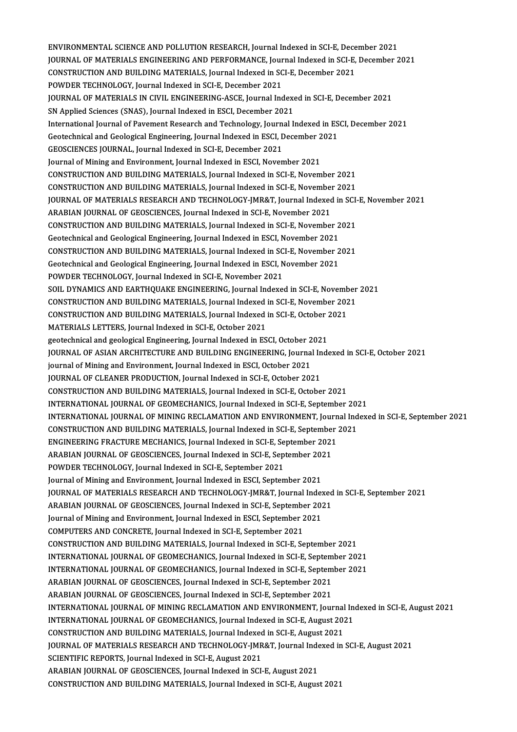ENVIRONMENTAL SCIENCE AND POLLUTION RESEARCH, Journal Indexed in SCI-E, December 2021
JOURNAL OF MATERIALS ENGINEERING AND PERFORMANCE, Journal Indexed in SCI-E, December 2021
CONSTRUCTION AND BUILDING MATERIALS, Journal Indexed in SCI-E, December 2021
POWDER TECHNOLOGY, Journal Indexed in SCI-E, December 2021
JOURNAL OF MATERIALS IN CIVIL ENGINEERING-ASCE, Journal Indexed in SCI-E, December 2021
SN Applied Sciences (SNAS), Journal Indexed in ESCI, December 2021
International Journal of Pavement Research and Technology, Journal Indexed in ESCI, December 2021
Geotechnical and Geological Engineering, Journal Indexed in ESCI, December 2021
GEOSCIENCES JOURNAL, Journal Indexed in SCI-E, December 2021
Journal of Mining and Environment, Journal Indexed in ESCI, November 2021
CONSTRUCTION AND BUILDING MATERIALS, Journal Indexed in SCI-E, November 2021
CONSTRUCTION AND BUILDING MATERIALS, Journal Indexed in SCI-E, November 2021
JOURNAL OF MATERIALS RESEARCH AND TECHNOLOGY-JMR&T, Journal Indexed in SCI-E, November 2021
ARABIAN JOURNAL OF GEOSCIENCES, Journal Indexed in SCI-E, November 2021
CONSTRUCTION AND BUILDING MATERIALS, Journal Indexed in SCI-E, November 2021
Geotechnical and Geological Engineering, Journal Indexed in ESCI, November 2021
CONSTRUCTION AND BUILDING MATERIALS, Journal Indexed in SCI-E, November 2021
Geotechnical and Geological Engineering, Journal Indexed in ESCI, November 2021
POWDER TECHNOLOGY, Journal Indexed in SCI-E, November 2021
SOIL DYNAMICS AND EARTHQUAKE ENGINEERING, Journal Indexed in SCI-E, November 2021
CONSTRUCTION AND BUILDING MATERIALS, Journal Indexed in SCI-E, November 2021
CONSTRUCTION AND BUILDING MATERIALS, Journal Indexed in SCI-E, October 2021
MATERIALS LETTERS, Journal Indexed in SCI-E, October 2021
geotechnical and geological Engineering, Journal Indexed in ESCI, October 2021
JOURNAL OF ASIAN ARCHITECTURE AND BUILDING ENGINEERING, Journal Indexed in SCI-E, October 2021
journal of Mining and Environment, Journal Indexed in ESCI, October 2021
JOURNAL OF CLEANER PRODUCTION, Journal Indexed in SCI-E, October 2021
CONSTRUCTION AND BUILDING MATERIALS, Journal Indexed in SCI-E, October 2021
INTERNATIONAL JOURNAL OF GEOMECHANICS, Journal Indexed in SCI-E, September 2021
INTERNATIONAL JOURNAL OF MINING RECLAMATION AND ENVIRONMENT, Journal Indexed in SCI-E, September 2021
CONSTRUCTION AND BUILDING MATERIALS, Journal Indexed in SCI-E, September 2021
ENGINEERING FRACTURE MECHANICS, Journal Indexed in SCI-E, September 2021
ARABIAN JOURNAL OF GEOSCIENCES, Journal Indexed in SCI-E, September 2021
POWDER TECHNOLOGY, Journal Indexed in SCI-E, September 2021
Journal of Mining and Environment, Journal Indexed in ESCI, September 2021
JOURNAL OF MATERIALS RESEARCH AND TECHNOLOGY-JMR&T, Journal Indexed in SCI-E, September 2021
ARABIAN JOURNAL OF GEOSCIENCES, Journal Indexed in SCI-E, September 2021
Journal of Mining and Environment, Journal Indexed in ESCI, September 2021
COMPUTERS AND CONCRETE, Journal Indexed in SCI-E, September 2021
CONSTRUCTION AND BUILDING MATERIALS, Journal Indexed in SCI-E, September 2021
INTERNATIONAL JOURNAL OF GEOMECHANICS, Journal Indexed in SCI-E, September 2021
INTERNATIONAL JOURNAL OF GEOMECHANICS, Journal Indexed in SCI-E, September 2021
ARABIAN JOURNAL OF GEOSCIENCES, Journal Indexed in SCI-E, September 2021
ARABIAN JOURNAL OF GEOSCIENCES, Journal Indexed in SCI-E, September 2021
INTERNATIONAL JOURNAL OF MINING RECLAMATION AND ENVIRONMENT, Journal Indexed in SCI-E, August 2021
INTERNATIONAL JOURNAL OF GEOMECHANICS, Journal Indexed in SCI-E, August 2021
CONSTRUCTION AND BUILDING MATERIALS, Journal Indexed in SCI-E, August 2021
JOURNAL OF MATERIALS RESEARCH AND TECHNOLOGY-JMR&T, Journal Indexed in SCI-E, August 2021
SCIENTIFIC REPORTS, Journal Indexed in SCI-E, August 2021
ARABIAN JOURNAL OF GEOSCIENCES, Journal Indexed in SCI-E, August 2021
CONSTRUCTION AND BUILDING MATERIALS, Journal Indexed in SCI-E, August 2021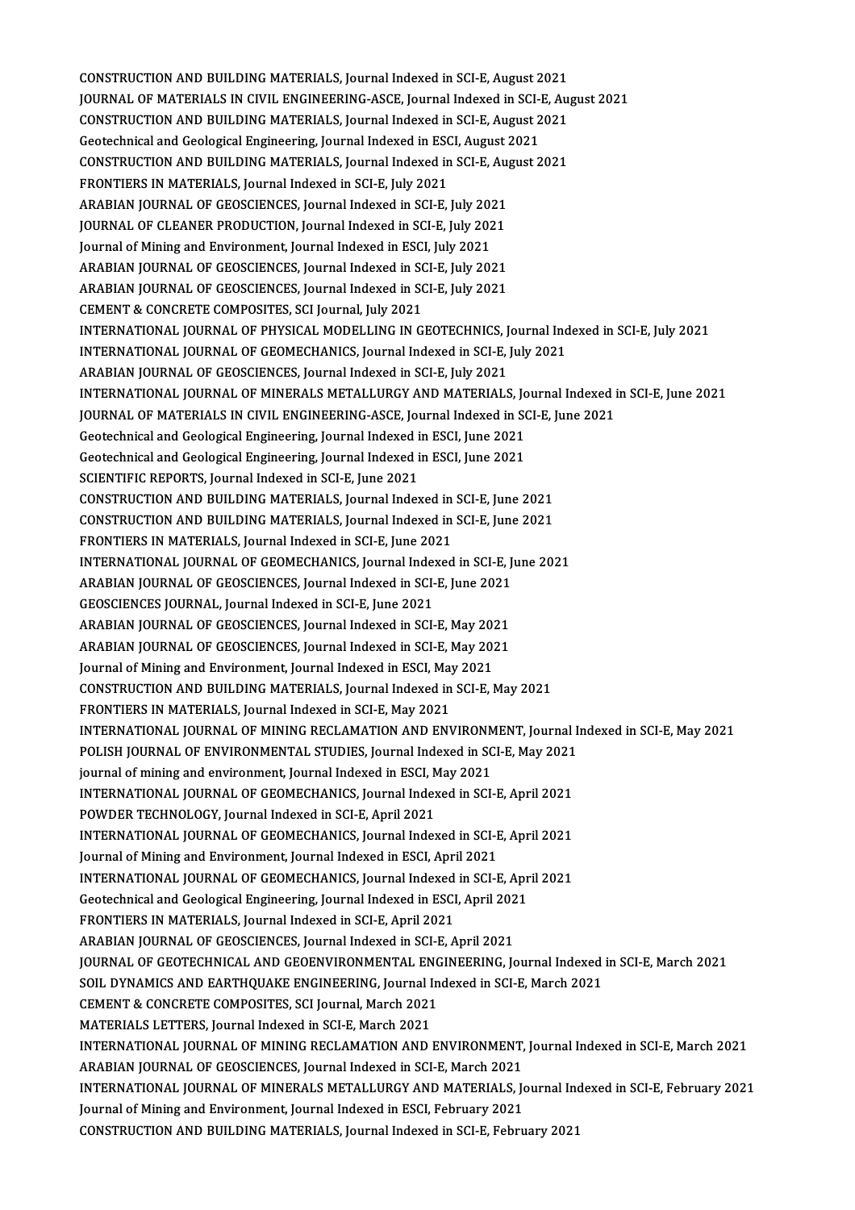CONSTRUCTION AND BUILDING MATERIALS, Journal Indexed in SCI-E, August 2021
JOURNAL OF MATERIALS IN CIVIL ENGINEERING-ASCE, Journal Indexed in SCI-E, August 2021
CONSTRUCTION AND BUILDING MATERIALS, Journal Indexed in SCI-E, August 2021
Geotechnical and Geological Engineering, Journal Indexed in ESCI, August 2021
CONSTRUCTION AND BUILDING MATERIALS, Journal Indexed in SCI-E, August 2021
FRONTIERS IN MATERIALS, Journal Indexed in SCI-E, July 2021
ARABIAN JOURNAL OF GEOSCIENCES, Journal Indexed in SCI-E, July 2021
JOURNAL OF CLEANER PRODUCTION, Journal Indexed in SCI-E, July 2021
Journal of Mining and Environment, Journal Indexed in ESCI, July 2021
ARABIAN JOURNAL OF GEOSCIENCES, Journal Indexed in SCI-E, July 2021
ARABIAN JOURNAL OF GEOSCIENCES, Journal Indexed in SCI-E, July 2021
CEMENT & CONCRETE COMPOSITES, SCI Journal, July 2021
INTERNATIONAL JOURNAL OF PHYSICAL MODELLING IN GEOTECHNICS, Journal Indexed in SCI-E, July 2021
INTERNATIONAL JOURNAL OF GEOMECHANICS, Journal Indexed in SCI-E, July 2021
ARABIAN JOURNAL OF GEOSCIENCES, Journal Indexed in SCI-E, July 2021
INTERNATIONAL JOURNAL OF MINERALS METALLURGY AND MATERIALS, Journal Indexed in SCI-E, June 2021
JOURNAL OF MATERIALS IN CIVIL ENGINEERING-ASCE, Journal Indexed in SCI-E, June 2021
Geotechnical and Geological Engineering, Journal Indexed in ESCI, June 2021
Geotechnical and Geological Engineering, Journal Indexed in ESCI, June 2021
SCIENTIFIC REPORTS, Journal Indexed in SCI-E, June 2021
CONSTRUCTION AND BUILDING MATERIALS, Journal Indexed in SCI-E, June 2021
CONSTRUCTION AND BUILDING MATERIALS, Journal Indexed in SCI-E, June 2021
FRONTIERS IN MATERIALS, Journal Indexed in SCI-E, June 2021
INTERNATIONAL JOURNAL OF GEOMECHANICS, Journal Indexed in SCI-E, June 2021
ARABIAN JOURNAL OF GEOSCIENCES, Journal Indexed in SCI-E, June 2021
GEOSCIENCES JOURNAL, Journal Indexed in SCI-E, June 2021
ARABIAN JOURNAL OF GEOSCIENCES, Journal Indexed in SCI-E, May 2021
ARABIAN JOURNAL OF GEOSCIENCES, Journal Indexed in SCI-E, May 2021
Journal of Mining and Environment, Journal Indexed in ESCI, May 2021
CONSTRUCTION AND BUILDING MATERIALS, Journal Indexed in SCI-E, May 2021
FRONTIERS IN MATERIALS, Journal Indexed in SCI-E, May 2021
INTERNATIONAL JOURNAL OF MINING RECLAMATION AND ENVIRONMENT, Journal Indexed in SCI-E, May 2021
POLISH JOURNAL OF ENVIRONMENTAL STUDIES, Journal Indexed in SCI-E, May 2021
journal of mining and environment, Journal Indexed in ESCI, May 2021
INTERNATIONAL JOURNAL OF GEOMECHANICS, Journal Indexed in SCI-E, April 2021
POWDER TECHNOLOGY, Journal Indexed in SCI-E, April 2021
INTERNATIONAL JOURNAL OF GEOMECHANICS, Journal Indexed in SCI-E, April 2021
Journal of Mining and Environment, Journal Indexed in ESCI, April 2021
INTERNATIONAL JOURNAL OF GEOMECHANICS, Journal Indexed in SCI-E, April 2021
Geotechnical and Geological Engineering, Journal Indexed in ESCI, April 2021
FRONTIERS IN MATERIALS, Journal Indexed in SCI-E, April 2021
ARABIAN JOURNAL OF GEOSCIENCES, Journal Indexed in SCI-E, April 2021
JOURNAL OF GEOTECHNICAL AND GEOENVIRONMENTAL ENGINEERING, Journal Indexed in SCI-E, March 2021
SOIL DYNAMICS AND EARTHQUAKE ENGINEERING, Journal Indexed in SCI-E, March 2021
CEMENT & CONCRETE COMPOSITES, SCI Journal, March 2021
MATERIALS LETTERS, Journal Indexed in SCI-E, March 2021
INTERNATIONAL JOURNAL OF MINING RECLAMATION AND ENVIRONMENT, Journal Indexed in SCI-E, March 2021
ARABIAN JOURNAL OF GEOSCIENCES, Journal Indexed in SCI-E, March 2021
INTERNATIONAL JOURNAL OF MINERALS METALLURGY AND MATERIALS, Journal Indexed in SCI-E, February 2021
Journal of Mining and Environment, Journal Indexed in ESCI, February 2021
CONSTRUCTION AND BUILDING MATERIALS, Journal Indexed in SCI-E, February 2021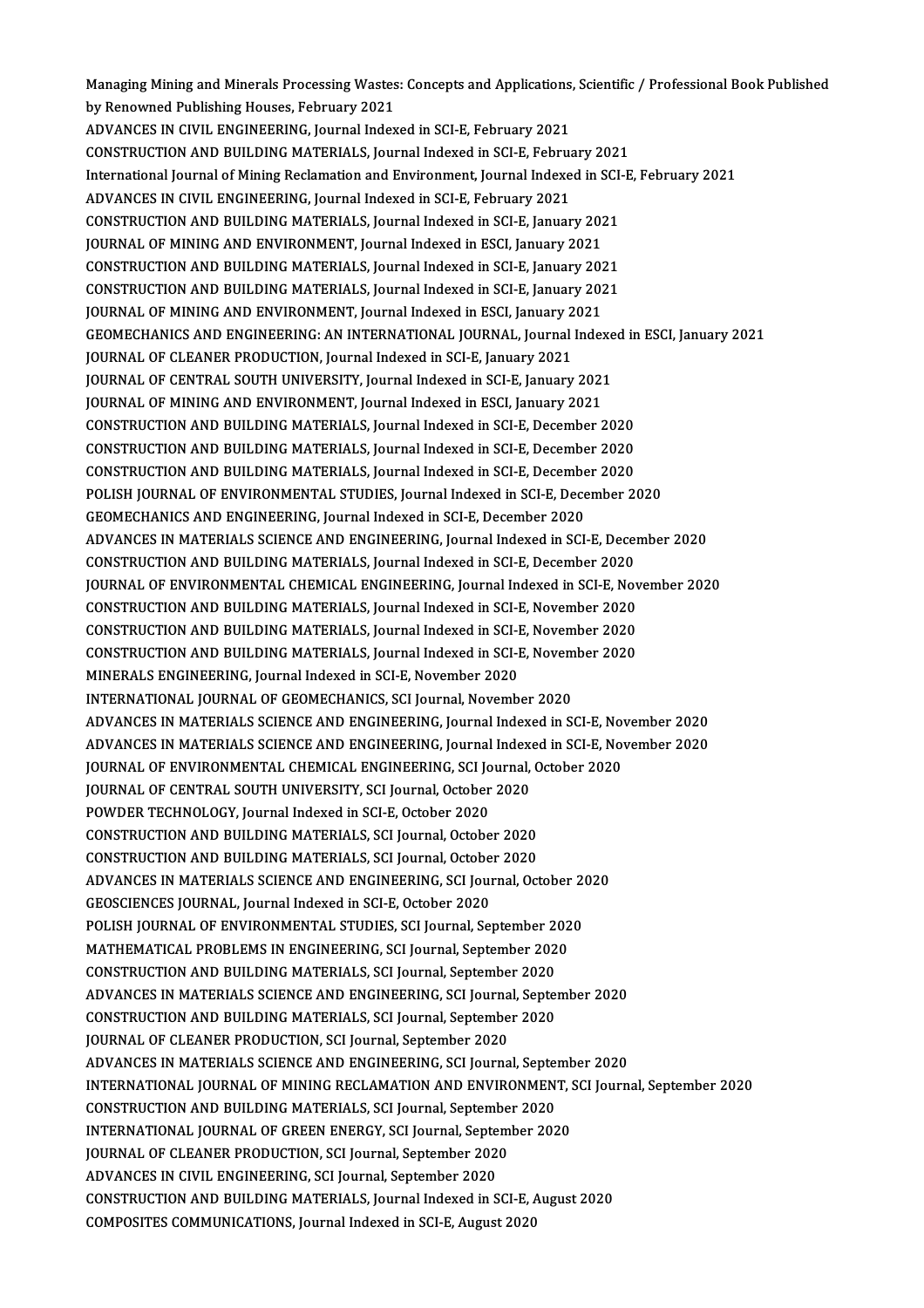Managing Mining and Minerals Processing Wastes: Concepts and Applications, Scientific / Professional Book Published by Renowned Publishing Houses, February 2021

ADVANCES IN CIVIL ENGINEERING, Journal Indexed in SCI-E, February 2021

CONSTRUCTION AND BUILDING MATERIALS, Journal Indexed in SCI-E, February 2021

International Journal of Mining Reclamation and Environment, Journal Indexed in SCI-E, February 2021

ADVANCES IN CIVIL ENGINEERING, Journal Indexed in SCI-E, February 2021

CONSTRUCTION AND BUILDING MATERIALS, Journal Indexed in SCI-E, January 2021

JOURNAL OF MINING AND ENVIRONMENT, Journal Indexed in ESCI, January 2021

CONSTRUCTION AND BUILDING MATERIALS, Journal Indexed in SCI-E, January 2021

CONSTRUCTION AND BUILDING MATERIALS, Journal Indexed in SCI-E, January 2021

JOURNAL OF MINING AND ENVIRONMENT, Journal Indexed in ESCI, January 2021

GEOMECHANICS AND ENGINEERING: AN INTERNATIONAL JOURNAL, Journal Indexed in ESCI, January 2021

JOURNAL OF CLEANER PRODUCTION, Journal Indexed in SCI-E, January 2021

JOURNAL OF CENTRAL SOUTH UNIVERSITY, Journal Indexed in SCI-E, January 2021

JOURNAL OF MINING AND ENVIRONMENT, Journal Indexed in ESCI, January 2021

CONSTRUCTION AND BUILDING MATERIALS, Journal Indexed in SCI-E, December 2020

CONSTRUCTION AND BUILDING MATERIALS, Journal Indexed in SCI-E, December 2020

CONSTRUCTION AND BUILDING MATERIALS, Journal Indexed in SCI-E, December 2020

POLISH JOURNAL OF ENVIRONMENTAL STUDIES, Journal Indexed in SCI-E, December 2020

GEOMECHANICS AND ENGINEERING, Journal Indexed in SCI-E, December 2020

ADVANCES IN MATERIALS SCIENCE AND ENGINEERING, Journal Indexed in SCI-E, December 2020

CONSTRUCTION AND BUILDING MATERIALS, Journal Indexed in SCI-E, December 2020

JOURNAL OF ENVIRONMENTAL CHEMICAL ENGINEERING, Journal Indexed in SCI-E, November 2020

CONSTRUCTION AND BUILDING MATERIALS, Journal Indexed in SCI-E, November 2020

CONSTRUCTION AND BUILDING MATERIALS, Journal Indexed in SCI-E, November 2020

CONSTRUCTION AND BUILDING MATERIALS, Journal Indexed in SCI-E, November 2020

MINERALS ENGINEERING, Journal Indexed in SCI-E, November 2020

INTERNATIONAL JOURNAL OF GEOMECHANICS, SCI Journal, November 2020

ADVANCES IN MATERIALS SCIENCE AND ENGINEERING, Journal Indexed in SCI-E, November 2020

ADVANCES IN MATERIALS SCIENCE AND ENGINEERING, Journal Indexed in SCI-E, November 2020

JOURNAL OF ENVIRONMENTAL CHEMICAL ENGINEERING, SCI Journal, October 2020

JOURNAL OF CENTRAL SOUTH UNIVERSITY, SCI Journal, October 2020

POWDER TECHNOLOGY, Journal Indexed in SCI-E, October 2020

CONSTRUCTION AND BUILDING MATERIALS, SCI Journal, October 2020

CONSTRUCTION AND BUILDING MATERIALS, SCI Journal, October 2020

ADVANCES IN MATERIALS SCIENCE AND ENGINEERING, SCI Journal, October 2020

GEOSCIENCES JOURNAL, Journal Indexed in SCI-E, October 2020

POLISH JOURNAL OF ENVIRONMENTAL STUDIES, SCI Journal, September 2020

MATHEMATICAL PROBLEMS IN ENGINEERING, SCI Journal, September 2020

CONSTRUCTION AND BUILDING MATERIALS, SCI Journal, September 2020

ADVANCES IN MATERIALS SCIENCE AND ENGINEERING, SCI Journal, September 2020

CONSTRUCTION AND BUILDING MATERIALS, SCI Journal, September 2020

JOURNAL OF CLEANER PRODUCTION, SCI Journal, September 2020

ADVANCES IN MATERIALS SCIENCE AND ENGINEERING, SCI Journal, September 2020

INTERNATIONAL JOURNAL OF MINING RECLAMATION AND ENVIRONMENT, SCI Journal, September 2020

CONSTRUCTION AND BUILDING MATERIALS, SCI Journal, September 2020

INTERNATIONAL JOURNAL OF GREEN ENERGY, SCI Journal, September 2020

JOURNAL OF CLEANER PRODUCTION, SCI Journal, September 2020

ADVANCES IN CIVIL ENGINEERING, SCI Journal, September 2020

CONSTRUCTION AND BUILDING MATERIALS, Journal Indexed in SCI-E, August 2020

COMPOSITES COMMUNICATIONS, Journal Indexed in SCI-E, August 2020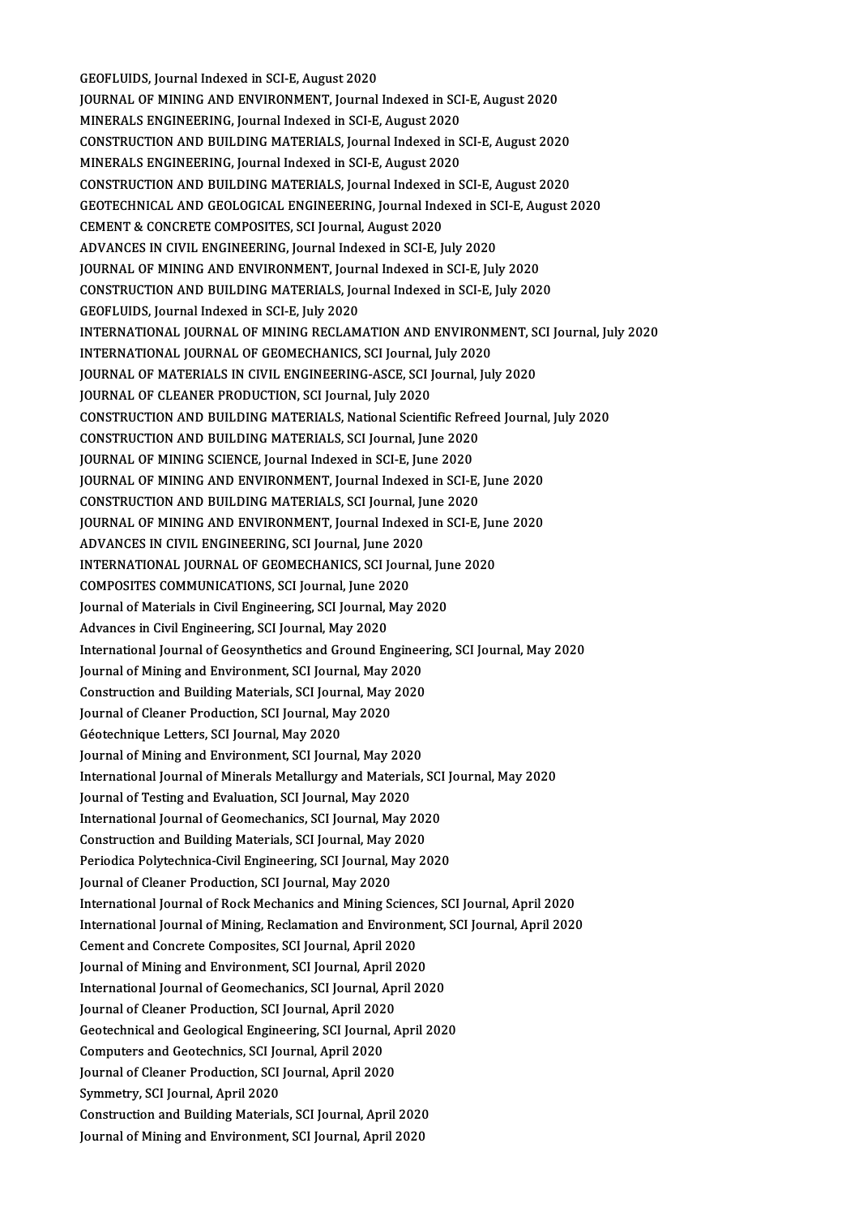GEOFLUIDS, Journal Indexed in SCI-E, August 2020
JOURNAL OF MINING AND ENVIRONMENT, Journal Indexed in SCI-E, August 2020
MINERALS ENGINEERING, Journal Indexed in SCI-E, August 2020
CONSTRUCTION AND BUILDING MATERIALS, Journal Indexed in SCI-E, August 2020
MINERALS ENGINEERING, Journal Indexed in SCI-E, August 2020
CONSTRUCTION AND BUILDING MATERIALS, Journal Indexed in SCI-E, August 2020
GEOTECHNICAL AND GEOLOGICAL ENGINEERING, Journal Indexed in SCI-E, August 2020
CEMENT & CONCRETE COMPOSITES, SCI Journal, August 2020
ADVANCES IN CIVIL ENGINEERING, Journal Indexed in SCI-E, July 2020
JOURNAL OF MINING AND ENVIRONMENT, Journal Indexed in SCI-E, July 2020
CONSTRUCTION AND BUILDING MATERIALS, Journal Indexed in SCI-E, July 2020
GEOFLUIDS, Journal Indexed in SCI-E, July 2020
INTERNATIONAL JOURNAL OF MINING RECLAMATION AND ENVIRONMENT, SCI Journal, July 2020
INTERNATIONAL JOURNAL OF GEOMECHANICS, SCI Journal, July 2020
JOURNAL OF MATERIALS IN CIVIL ENGINEERING-ASCE, SCI Journal, July 2020
JOURNAL OF CLEANER PRODUCTION, SCI Journal, July 2020
CONSTRUCTION AND BUILDING MATERIALS, National Scientific Refreed Journal, July 2020
CONSTRUCTION AND BUILDING MATERIALS, SCI Journal, June 2020
JOURNAL OF MINING SCIENCE, Journal Indexed in SCI-E, June 2020
JOURNAL OF MINING AND ENVIRONMENT, Journal Indexed in SCI-E, June 2020
CONSTRUCTION AND BUILDING MATERIALS, SCI Journal, June 2020
JOURNAL OF MINING AND ENVIRONMENT, Journal Indexed in SCI-E, June 2020
ADVANCES IN CIVIL ENGINEERING, SCI Journal, June 2020
INTERNATIONAL JOURNAL OF GEOMECHANICS, SCI Journal, June 2020
COMPOSITES COMMUNICATIONS, SCI Journal, June 2020
Journal of Materials in Civil Engineering, SCI Journal, May 2020
Advances in Civil Engineering, SCI Journal, May 2020
International Journal of Geosynthetics and Ground Engineering, SCI Journal, May 2020
Journal of Mining and Environment, SCI Journal, May 2020
Construction and Building Materials, SCI Journal, May 2020
Journal of Cleaner Production, SCI Journal, May 2020
Géotechnique Letters, SCI Journal, May 2020
Journal of Mining and Environment, SCI Journal, May 2020
International Journal of Minerals Metallurgy and Materials, SCI Journal, May 2020
Journal of Testing and Evaluation, SCI Journal, May 2020
International Journal of Geomechanics, SCI Journal, May 2020
Construction and Building Materials, SCI Journal, May 2020
Periodica Polytechnica-Civil Engineering, SCI Journal, May 2020
Journal of Cleaner Production, SCI Journal, May 2020
International Journal of Rock Mechanics and Mining Sciences, SCI Journal, April 2020
International Journal of Mining, Reclamation and Environment, SCI Journal, April 2020
Cement and Concrete Composites, SCI Journal, April 2020
Journal of Mining and Environment, SCI Journal, April 2020
International Journal of Geomechanics, SCI Journal, April 2020
Journal of Cleaner Production, SCI Journal, April 2020
Geotechnical and Geological Engineering, SCI Journal, April 2020
Computers and Geotechnics, SCI Journal, April 2020
Journal of Cleaner Production, SCI Journal, April 2020
Symmetry, SCI Journal, April 2020
Construction and Building Materials, SCI Journal, April 2020
Journal of Mining and Environment, SCI Journal, April 2020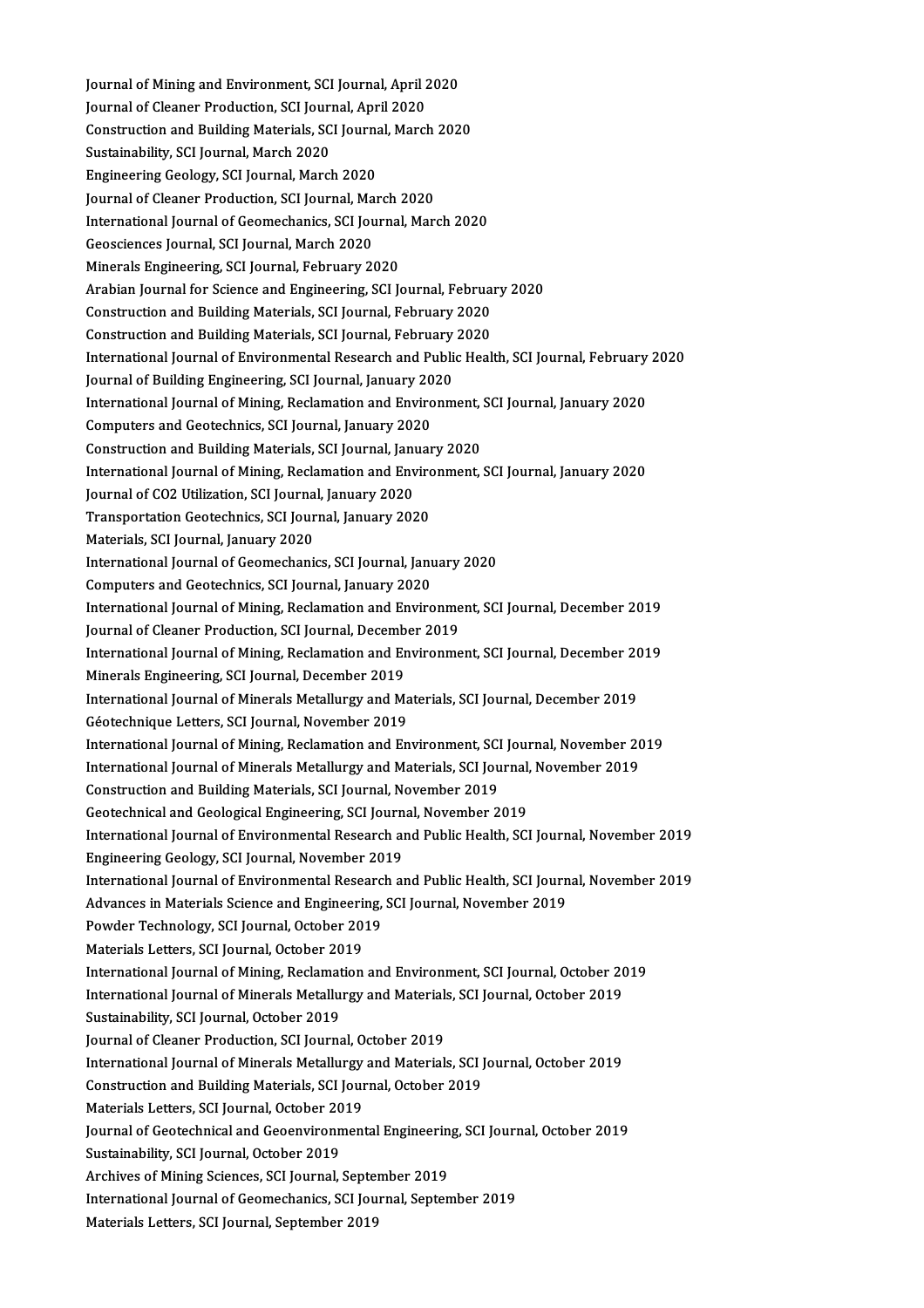Journal of Mining and Environment, SCI Journal, April 2020
Journal of Cleaner Production, SCI Journal, April 2020
Construction and Building Materials, SCI Journal, March 2020
Sustainability, SCI Journal, March 2020
Engineering Geology, SCI Journal, March 2020
Journal of Cleaner Production, SCI Journal, March 2020
International Journal of Geomechanics, SCI Journal, March 2020
Geosciences Journal, SCI Journal, March 2020
Minerals Engineering, SCI Journal, February 2020
Arabian Journal for Science and Engineering, SCI Journal, February 2020
Construction and Building Materials, SCI Journal, February 2020
Construction and Building Materials, SCI Journal, February 2020
International Journal of Environmental Research and Public Health, SCI Journal, February 2020
Journal of Building Engineering, SCI Journal, January 2020
International Journal of Mining, Reclamation and Environment, SCI Journal, January 2020
Computers and Geotechnics, SCI Journal, January 2020
Construction and Building Materials, SCI Journal, January 2020
International Journal of Mining, Reclamation and Environment, SCI Journal, January 2020
Journal of CO2 Utilization, SCI Journal, January 2020
Transportation Geotechnics, SCI Journal, January 2020
Materials, SCI Journal, January 2020
International Journal of Geomechanics, SCI Journal, January 2020
Computers and Geotechnics, SCI Journal, January 2020
International Journal of Mining, Reclamation and Environment, SCI Journal, December 2019
Journal of Cleaner Production, SCI Journal, December 2019
International Journal of Mining, Reclamation and Environment, SCI Journal, December 2019
Minerals Engineering, SCI Journal, December 2019
International Journal of Minerals Metallurgy and Materials, SCI Journal, December 2019
Géotechnique Letters, SCI Journal, November 2019
International Journal of Mining, Reclamation and Environment, SCI Journal, November 2019
International Journal of Minerals Metallurgy and Materials, SCI Journal, November 2019
Construction and Building Materials, SCI Journal, November 2019
Geotechnical and Geological Engineering, SCI Journal, November 2019
International Journal of Environmental Research and Public Health, SCI Journal, November 2019
Engineering Geology, SCI Journal, November 2019
International Journal of Environmental Research and Public Health, SCI Journal, November 2019
Advances in Materials Science and Engineering, SCI Journal, November 2019
Powder Technology, SCI Journal, October 2019
Materials Letters, SCI Journal, October 2019
International Journal of Mining, Reclamation and Environment, SCI Journal, October 2019
International Journal of Minerals Metallurgy and Materials, SCI Journal, October 2019
Sustainability, SCI Journal, October 2019
Journal of Cleaner Production, SCI Journal, October 2019
International Journal of Minerals Metallurgy and Materials, SCI Journal, October 2019
Construction and Building Materials, SCI Journal, October 2019
Materials Letters, SCI Journal, October 2019
Journal of Geotechnical and Geoenvironmental Engineering, SCI Journal, October 2019
Sustainability, SCI Journal, October 2019
Archives of Mining Sciences, SCI Journal, September 2019
International Journal of Geomechanics, SCI Journal, September 2019
Materials Letters, SCI Journal, September 2019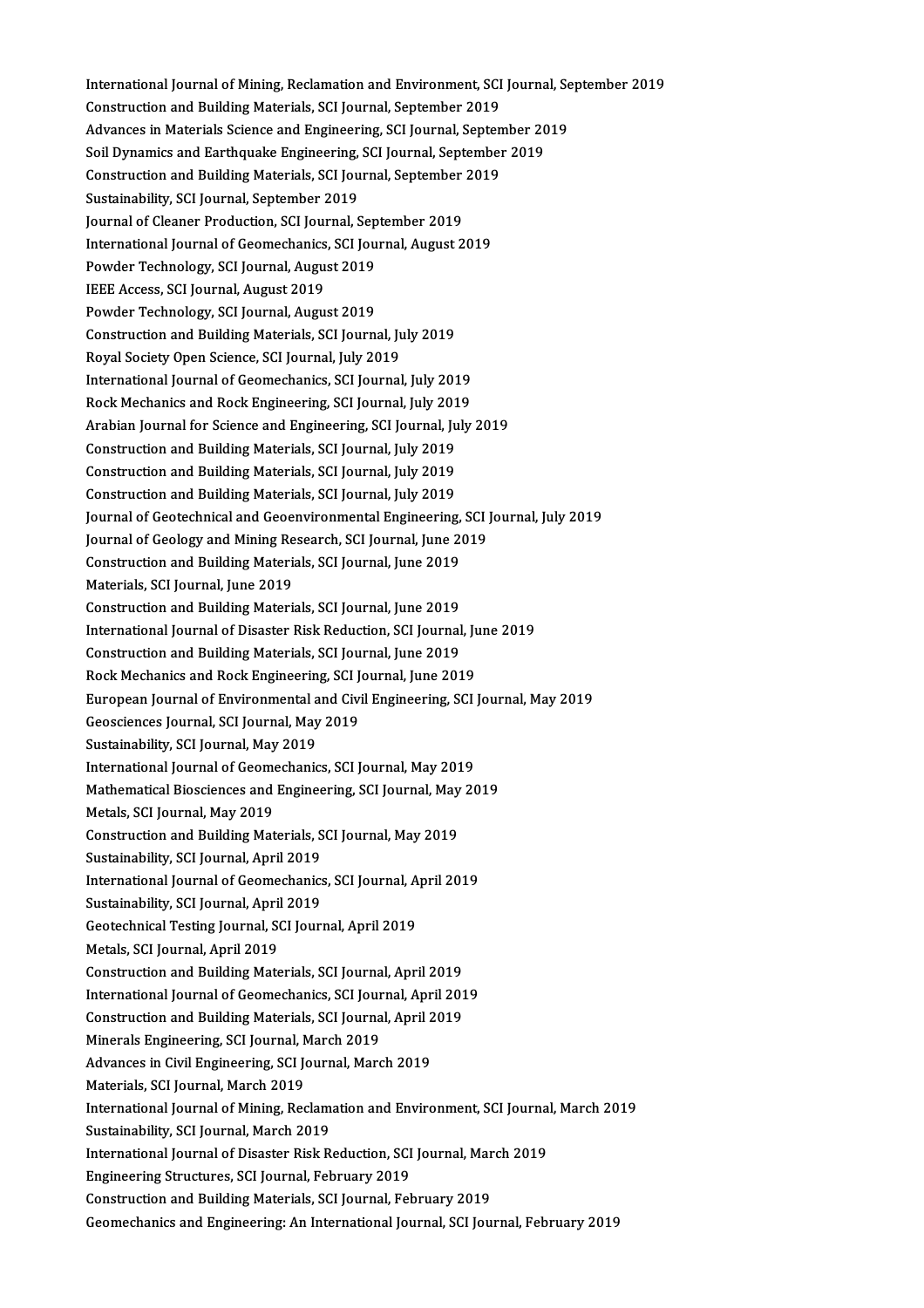International Journal of Mining, Reclamation and Environment, SCI Journal, September 2019
Construction and Building Materials, SCI Journal, September 2019
Advances in Materials Science and Engineering, SCI Journal, September 2019
Soil Dynamics and Earthquake Engineering, SCI Journal, September 2019
Construction and Building Materials, SCI Journal, September 2019
Sustainability, SCI Journal, September 2019
Journal of Cleaner Production, SCI Journal, September 2019
International Journal of Geomechanics, SCI Journal, August 2019
Powder Technology, SCI Journal, August 2019
IEEE Access, SCI Journal, August 2019
Powder Technology, SCI Journal, August 2019
Construction and Building Materials, SCI Journal, July 2019
Royal Society Open Science, SCI Journal, July 2019
International Journal of Geomechanics, SCI Journal, July 2019
Rock Mechanics and Rock Engineering, SCI Journal, July 2019
Arabian Journal for Science and Engineering, SCI Journal, July 2019
Construction and Building Materials, SCI Journal, July 2019
Construction and Building Materials, SCI Journal, July 2019
Construction and Building Materials, SCI Journal, July 2019
Journal of Geotechnical and Geoenvironmental Engineering, SCI Journal, July 2019
Journal of Geology and Mining Research, SCI Journal, June 2019
Construction and Building Materials, SCI Journal, June 2019
Materials, SCI Journal, June 2019
Construction and Building Materials, SCI Journal, June 2019
International Journal of Disaster Risk Reduction, SCI Journal, June 2019
Construction and Building Materials, SCI Journal, June 2019
Rock Mechanics and Rock Engineering, SCI Journal, June 2019
European Journal of Environmental and Civil Engineering, SCI Journal, May 2019
Geosciences Journal, SCI Journal, May 2019
Sustainability, SCI Journal, May 2019
International Journal of Geomechanics, SCI Journal, May 2019
Mathematical Biosciences and Engineering, SCI Journal, May 2019
Metals, SCI Journal, May 2019
Construction and Building Materials, SCI Journal, May 2019
Sustainability, SCI Journal, April 2019
International Journal of Geomechanics, SCI Journal, April 2019
Sustainability, SCI Journal, April 2019
Geotechnical Testing Journal, SCI Journal, April 2019
Metals, SCI Journal, April 2019
Construction and Building Materials, SCI Journal, April 2019
International Journal of Geomechanics, SCI Journal, April 2019
Construction and Building Materials, SCI Journal, April 2019
Minerals Engineering, SCI Journal, March 2019
Advances in Civil Engineering, SCI Journal, March 2019
Materials, SCI Journal, March 2019
International Journal of Mining, Reclamation and Environment, SCI Journal, March 2019
Sustainability, SCI Journal, March 2019
International Journal of Disaster Risk Reduction, SCI Journal, March 2019
Engineering Structures, SCI Journal, February 2019
Construction and Building Materials, SCI Journal, February 2019
Geomechanics and Engineering: An International Journal, SCI Journal, February 2019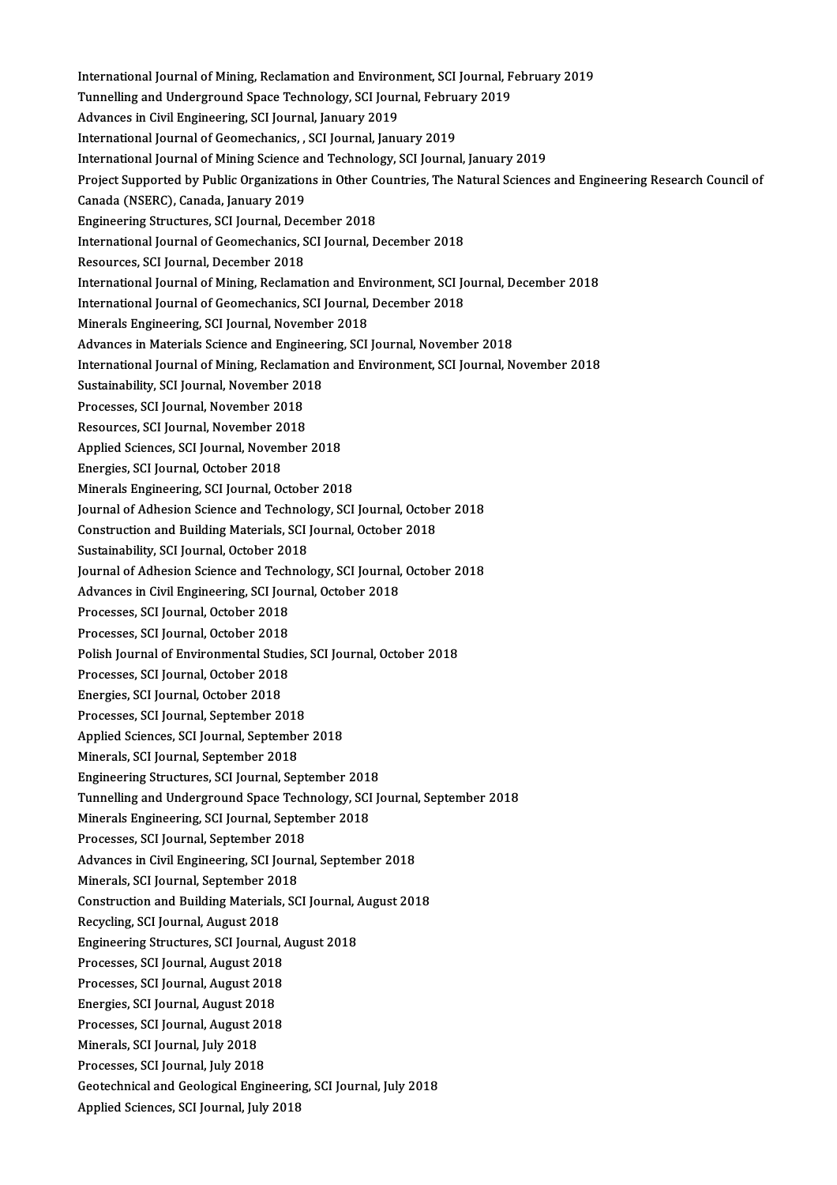International Journal of Mining, Reclamation and Environment, SCI Journal, February 2019
Tunnelling and Underground Space Technology, SCI Journal, February 2019
Advances in Civil Engineering, SCI Journal, January 2019
International Journal of Geomechanics, , SCI Journal, January 2019
International Journal of Mining Science and Technology, SCI Journal, January 2019
Project Supported by Public Organizations in Other Countries, The Natural Sciences and Engineering Research Council of Canada (NSERC), Canada, January 2019
Engineering Structures, SCI Journal, December 2018
International Journal of Geomechanics, SCI Journal, December 2018
Resources, SCI Journal, December 2018
International Journal of Mining, Reclamation and Environment, SCI Journal, December 2018
International Journal of Geomechanics, SCI Journal, December 2018
Minerals Engineering, SCI Journal, November 2018
Advances in Materials Science and Engineering, SCI Journal, November 2018
International Journal of Mining, Reclamation and Environment, SCI Journal, November 2018
Sustainability, SCI Journal, November 2018
Processes, SCI Journal, November 2018
Resources, SCI Journal, November 2018
Applied Sciences, SCI Journal, November 2018
Energies, SCI Journal, October 2018
Minerals Engineering, SCI Journal, October 2018
Journal of Adhesion Science and Technology, SCI Journal, October 2018
Construction and Building Materials, SCI Journal, October 2018
Sustainability, SCI Journal, October 2018
Journal of Adhesion Science and Technology, SCI Journal, October 2018
Advances in Civil Engineering, SCI Journal, October 2018
Processes, SCI Journal, October 2018
Processes, SCI Journal, October 2018
Polish Journal of Environmental Studies, SCI Journal, October 2018
Processes, SCI Journal, October 2018
Energies, SCI Journal, October 2018
Processes, SCI Journal, September 2018
Applied Sciences, SCI Journal, September 2018
Minerals, SCI Journal, September 2018
Engineering Structures, SCI Journal, September 2018
Tunnelling and Underground Space Technology, SCI Journal, September 2018
Minerals Engineering, SCI Journal, September 2018
Processes, SCI Journal, September 2018
Advances in Civil Engineering, SCI Journal, September 2018
Minerals, SCI Journal, September 2018
Construction and Building Materials, SCI Journal, August 2018
Recycling, SCI Journal, August 2018
Engineering Structures, SCI Journal, August 2018
Processes, SCI Journal, August 2018
Processes, SCI Journal, August 2018
Energies, SCI Journal, August 2018
Processes, SCI Journal, August 2018
Minerals, SCI Journal, July 2018
Processes, SCI Journal, July 2018
Geotechnical and Geological Engineering, SCI Journal, July 2018
Applied Sciences, SCI Journal, July 2018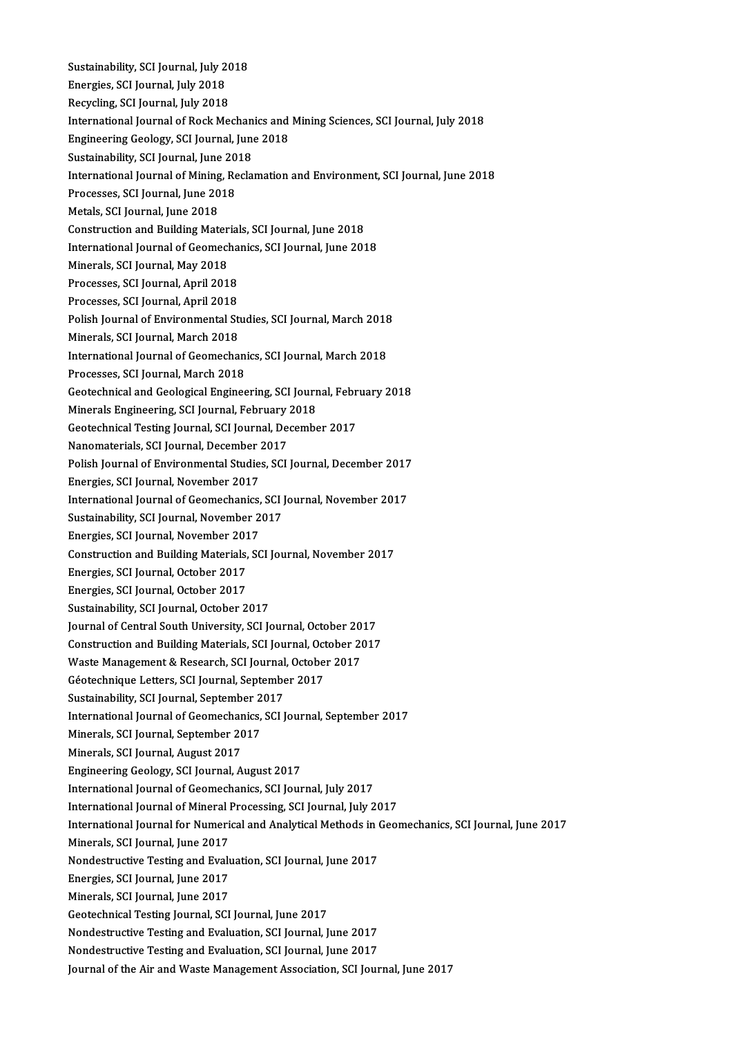Sustainability, SCI Journal, July 2018
Energies, SCI Journal, July 2018
Recycling, SCI Journal, July 2018
International Journal of Rock Mechanics and Mining Sciences, SCI Journal, July 2018
Engineering Geology, SCI Journal, June 2018
Sustainability, SCI Journal, June 2018
International Journal of Mining, Reclamation and Environment, SCI Journal, June 2018
Processes, SCI Journal, June 2018
Metals, SCI Journal, June 2018
Construction and Building Materials, SCI Journal, June 2018
International Journal of Geomechanics, SCI Journal, June 2018
Minerals, SCI Journal, May 2018
Processes, SCI Journal, April 2018
Processes, SCI Journal, April 2018
Polish Journal of Environmental Studies, SCI Journal, March 2018
Minerals, SCI Journal, March 2018
International Journal of Geomechanics, SCI Journal, March 2018
Processes, SCI Journal, March 2018
Geotechnical and Geological Engineering, SCI Journal, February 2018
Minerals Engineering, SCI Journal, February 2018
Geotechnical Testing Journal, SCI Journal, December 2017
Nanomaterials, SCI Journal, December 2017
Polish Journal of Environmental Studies, SCI Journal, December 2017
Energies, SCI Journal, November 2017
International Journal of Geomechanics, SCI Journal, November 2017
Sustainability, SCI Journal, November 2017
Energies, SCI Journal, November 2017
Construction and Building Materials, SCI Journal, November 2017
Energies, SCI Journal, October 2017
Energies, SCI Journal, October 2017
Sustainability, SCI Journal, October 2017
Journal of Central South University, SCI Journal, October 2017
Construction and Building Materials, SCI Journal, October 2017
Waste Management & Research, SCI Journal, October 2017
Géotechnique Letters, SCI Journal, September 2017
Sustainability, SCI Journal, September 2017
International Journal of Geomechanics, SCI Journal, September 2017
Minerals, SCI Journal, September 2017
Minerals, SCI Journal, August 2017
Engineering Geology, SCI Journal, August 2017
International Journal of Geomechanics, SCI Journal, July 2017
International Journal of Mineral Processing, SCI Journal, July 2017
International Journal for Numerical and Analytical Methods in Geomechanics, SCI Journal, June 2017
Minerals, SCI Journal, June 2017
Nondestructive Testing and Evaluation, SCI Journal, June 2017
Energies, SCI Journal, June 2017
Minerals, SCI Journal, June 2017
Geotechnical Testing Journal, SCI Journal, June 2017
Nondestructive Testing and Evaluation, SCI Journal, June 2017
Nondestructive Testing and Evaluation, SCI Journal, June 2017
Journal of the Air and Waste Management Association, SCI Journal, June 2017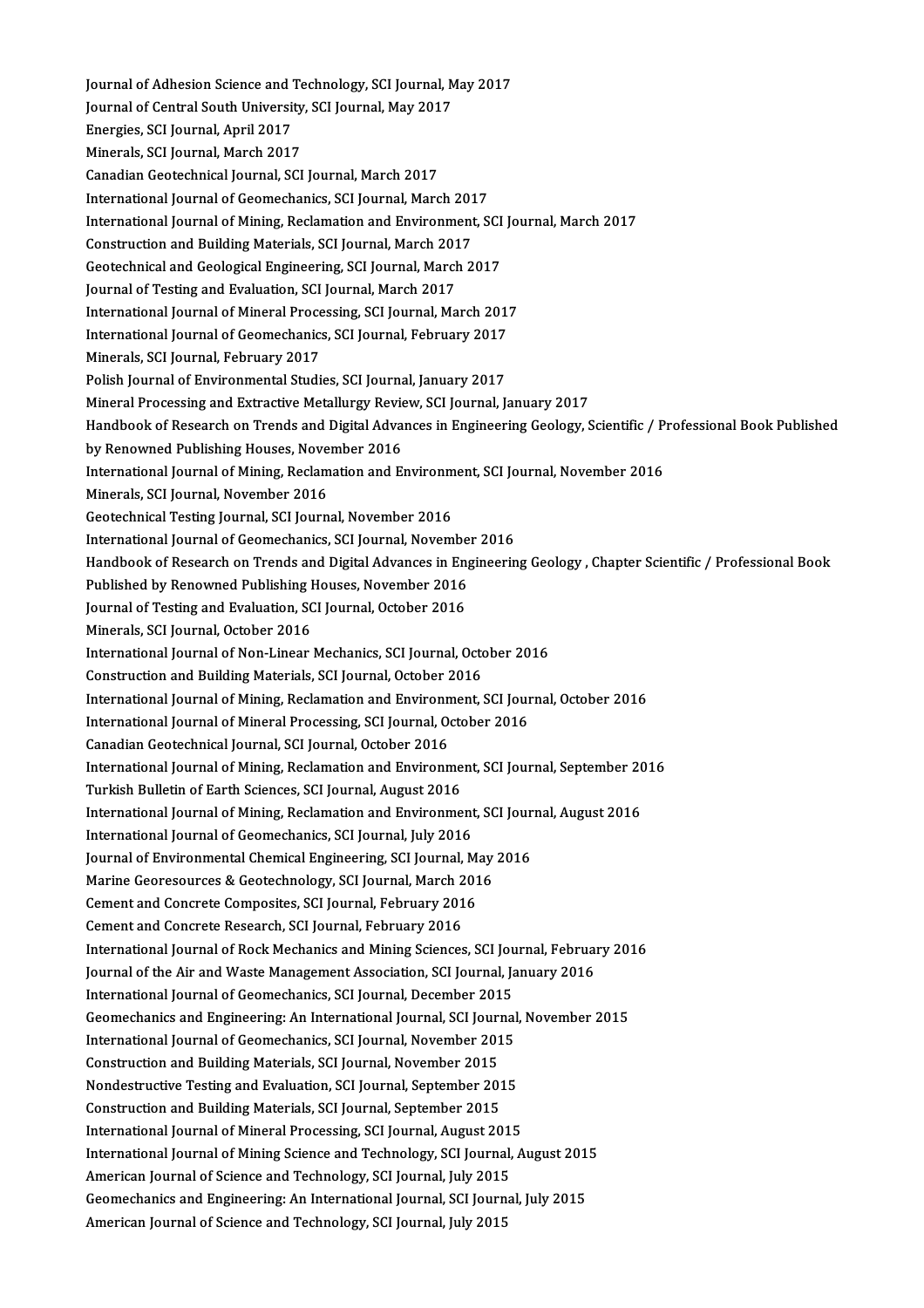Journal of Adhesion Science and Technology, SCI Journal, May 2017
Journal of Central South University, SCI Journal, May 2017
Energies, SCI Journal, April 2017
Minerals, SCI Journal, March 2017
Canadian Geotechnical Journal, SCI Journal, March 2017
International Journal of Geomechanics, SCI Journal, March 2017
International Journal of Mining, Reclamation and Environment, SCI Journal, March 2017
Construction and Building Materials, SCI Journal, March 2017
Geotechnical and Geological Engineering, SCI Journal, March 2017
Journal of Testing and Evaluation, SCI Journal, March 2017
International Journal of Mineral Processing, SCI Journal, March 2017
International Journal of Geomechanics, SCI Journal, February 2017
Minerals, SCI Journal, February 2017
Polish Journal of Environmental Studies, SCI Journal, January 2017
Mineral Processing and Extractive Metallurgy Review, SCI Journal, January 2017
Handbook of Research on Trends and Digital Advances in Engineering Geology, Scientific / Professional Book Published by Renowned Publishing Houses, November 2016
International Journal of Mining, Reclamation and Environment, SCI Journal, November 2016
Minerals, SCI Journal, November 2016
Geotechnical Testing Journal, SCI Journal, November 2016
International Journal of Geomechanics, SCI Journal, November 2016
Handbook of Research on Trends and Digital Advances in Engineering Geology , Chapter Scientific / Professional Book Published by Renowned Publishing Houses, November 2016
Journal of Testing and Evaluation, SCI Journal, October 2016
Minerals, SCI Journal, October 2016
International Journal of Non-Linear Mechanics, SCI Journal, October 2016
Construction and Building Materials, SCI Journal, October 2016
International Journal of Mining, Reclamation and Environment, SCI Journal, October 2016
International Journal of Mineral Processing, SCI Journal, October 2016
Canadian Geotechnical Journal, SCI Journal, October 2016
International Journal of Mining, Reclamation and Environment, SCI Journal, September 2016
Turkish Bulletin of Earth Sciences, SCI Journal, August 2016
International Journal of Mining, Reclamation and Environment, SCI Journal, August 2016
International Journal of Geomechanics, SCI Journal, July 2016
Journal of Environmental Chemical Engineering, SCI Journal, May 2016
Marine Georesources & Geotechnology, SCI Journal, March 2016
Cement and Concrete Composites, SCI Journal, February 2016
Cement and Concrete Research, SCI Journal, February 2016
International Journal of Rock Mechanics and Mining Sciences, SCI Journal, February 2016
Journal of the Air and Waste Management Association, SCI Journal, January 2016
International Journal of Geomechanics, SCI Journal, December 2015
Geomechanics and Engineering: An International Journal, SCI Journal, November 2015
International Journal of Geomechanics, SCI Journal, November 2015
Construction and Building Materials, SCI Journal, November 2015
Nondestructive Testing and Evaluation, SCI Journal, September 2015
Construction and Building Materials, SCI Journal, September 2015
International Journal of Mineral Processing, SCI Journal, August 2015
International Journal of Mining Science and Technology, SCI Journal, August 2015
American Journal of Science and Technology, SCI Journal, July 2015
Geomechanics and Engineering: An International Journal, SCI Journal, July 2015
American Journal of Science and Technology, SCI Journal, July 2015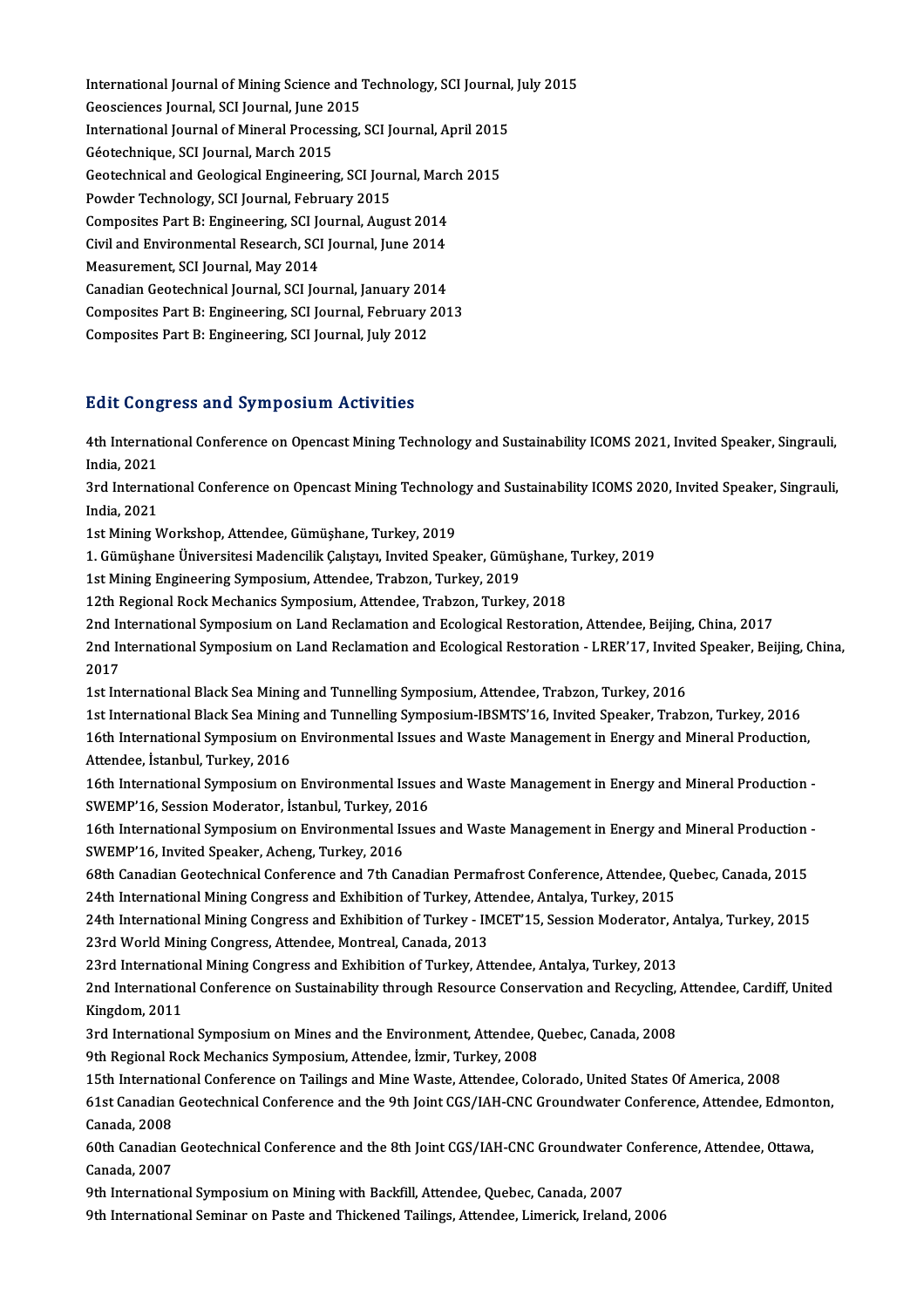International Journal of Mining Science and Technology, SCI Journal, July 2015
Geosciences Journal, SCI Journal, June 2015
International Journal of Mineral Processing, SCI Journal, April 2015
Géotechnique, SCI Journal, March 2015
Geotechnical and Geological Engineering, SCI Journal, March 2015
Powder Technology, SCI Journal, February 2015
Composites Part B: Engineering, SCI Journal, August 2014
Civil and Environmental Research, SCI Journal, June 2014
Measurement, SCI Journal, May 2014
Canadian Geotechnical Journal, SCI Journal, January 2014
Composites Part B: Engineering, SCI Journal, February 2013
Composites Part B: Engineering, SCI Journal, July 2012

## Edit Congress and Symposium Activities

4th International Conference on Opencast Mining Technology and Sustainability ICOMS 2021, Invited Speaker, Singrauli, India, 2021
3rd International Conference on Opencast Mining Technology and Sustainability ICOMS 2020, Invited Speaker, Singrauli, India, 2021
1st Mining Workshop, Attendee, Gümüşhane, Turkey, 2019
1. Gümüşhane Üniversitesi Madencilik Çalıştayı, Invited Speaker, Gümüşhane, Turkey, 2019
1st Mining Engineering Symposium, Attendee, Trabzon, Turkey, 2019
12th Regional Rock Mechanics Symposium, Attendee, Trabzon, Turkey, 2018
2nd International Symposium on Land Reclamation and Ecological Restoration, Attendee, Beijing, China, 2017
2nd International Symposium on Land Reclamation and Ecological Restoration - LRER'17, Invited Speaker, Beijing, China, 2017
1st International Black Sea Mining and Tunnelling Symposium, Attendee, Trabzon, Turkey, 2016
1st International Black Sea Mining and Tunnelling Symposium-IBSMTS'16, Invited Speaker, Trabzon, Turkey, 2016
16th International Symposium on Environmental Issues and Waste Management in Energy and Mineral Production, Attendee, İstanbul, Turkey, 2016
16th International Symposium on Environmental Issues and Waste Management in Energy and Mineral Production - SWEMP'16, Session Moderator, İstanbul, Turkey, 2016
16th International Symposium on Environmental Issues and Waste Management in Energy and Mineral Production - SWEMP'16, Invited Speaker, Acheng, Turkey, 2016
68th Canadian Geotechnical Conference and 7th Canadian Permafrost Conference, Attendee, Quebec, Canada, 2015
24th International Mining Congress and Exhibition of Turkey, Attendee, Antalya, Turkey, 2015
24th International Mining Congress and Exhibition of Turkey - IMCET'15, Session Moderator, Antalya, Turkey, 2015
23rd World Mining Congress, Attendee, Montreal, Canada, 2013
23rd International Mining Congress and Exhibition of Turkey, Attendee, Antalya, Turkey, 2013
2nd International Conference on Sustainability through Resource Conservation and Recycling, Attendee, Cardiff, United Kingdom, 2011
3rd International Symposium on Mines and the Environment, Attendee, Quebec, Canada, 2008
9th Regional Rock Mechanics Symposium, Attendee, İzmir, Turkey, 2008
15th International Conference on Tailings and Mine Waste, Attendee, Colorado, United States Of America, 2008
61st Canadian Geotechnical Conference and the 9th Joint CGS/IAH-CNC Groundwater Conference, Attendee, Edmonton, Canada, 2008
60th Canadian Geotechnical Conference and the 8th Joint CGS/IAH-CNC Groundwater Conference, Attendee, Ottawa, Canada, 2007
9th International Symposium on Mining with Backfill, Attendee, Quebec, Canada, 2007
9th International Seminar on Paste and Thickened Tailings, Attendee, Limerick, Ireland, 2006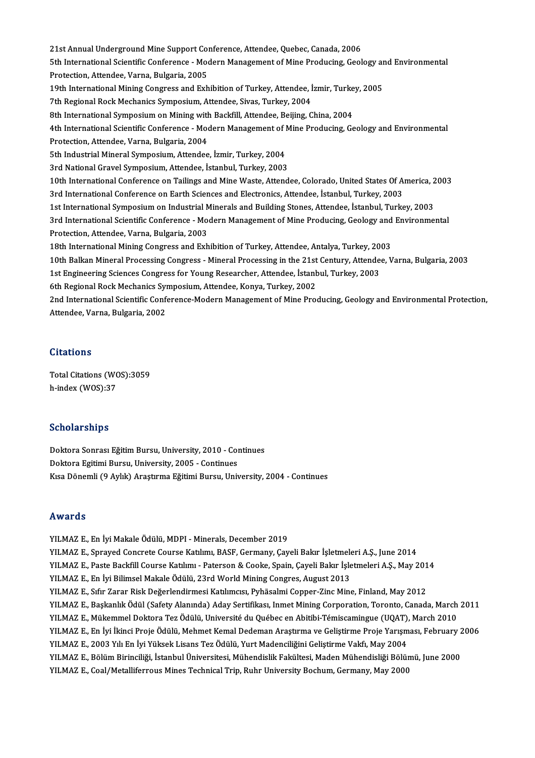21st Annual Underground Mine Support Conference, Attendee, Quebec, Canada, 2006
5th International Scientific Conference - Modern Management of Mine Producing, Geology and Environmental Protection, Attendee, Varna, Bulgaria, 2005
19th International Mining Congress and Exhibition of Turkey, Attendee, İzmir, Turkey, 2005
7th Regional Rock Mechanics Symposium, Attendee, Sivas, Turkey, 2004
8th International Symposium on Mining with Backfill, Attendee, Beijing, China, 2004
4th International Scientific Conference - Modern Management of Mine Producing, Geology and Environmental Protection, Attendee, Varna, Bulgaria, 2004
5th Industrial Mineral Symposium, Attendee, İzmir, Turkey, 2004
3rd National Gravel Symposium, Attendee, İstanbul, Turkey, 2003
10th International Conference on Tailings and Mine Waste, Attendee, Colorado, United States Of America, 2003
3rd International Conference on Earth Sciences and Electronics, Attendee, İstanbul, Turkey, 2003
1st International Symposium on Industrial Minerals and Building Stones, Attendee, İstanbul, Turkey, 2003
3rd International Scientific Conference - Modern Management of Mine Producing, Geology and Environmental Protection, Attendee, Varna, Bulgaria, 2003
18th International Mining Congress and Exhibition of Turkey, Attendee, Antalya, Turkey, 2003
10th Balkan Mineral Processing Congress - Mineral Processing in the 21st Century, Attendee, Varna, Bulgaria, 2003
1st Engineering Sciences Congress for Young Researcher, Attendee, İstanbul, Turkey, 2003
6th Regional Rock Mechanics Symposium, Attendee, Konya, Turkey, 2002
2nd International Scientific Conference-Modern Management of Mine Producing, Geology and Environmental Protection, Attendee, Varna, Bulgaria, 2002

## Citations

Total Citations (WOS):3059
h-index (WOS):37

## Scholarships

Doktora Sonrası Eğitim Bursu, University, 2010 - Continues
Doktora Egitimi Bursu, University, 2005 - Continues
Kısa Dönemli (9 Aylık) Araştırma Eğitimi Bursu, University, 2004 - Continues

## Awards

YILMAZ E., En İyi Makale Ödülü, MDPI - Minerals, December 2019
YILMAZ E., Sprayed Concrete Course Katılımı, BASF, Germany, Çayeli Bakır İşletmeleri A.Ş., June 2014
YILMAZ E., Paste Backfill Course Katılımı - Paterson & Cooke, Spain, Çayeli Bakır İşletmeleri A.Ş., May 2014
YILMAZ E., En İyi Bilimsel Makale Ödülü, 23rd World Mining Congres, August 2013
YILMAZ E., Sıfır Zarar Risk Değerlendirmesi Katılımcısı, Pyhäsalmi Copper-Zinc Mine, Finland, May 2012
YILMAZ E., Başkanlık Ödül (Safety Alanında) Aday Sertifikası, Inmet Mining Corporation, Toronto, Canada, March 2011
YILMAZ E., Mükemmel Doktora Tez Ödülü, Université du Québec en Abitibi-Témiscamingue (UQAT), March 2010
YILMAZ E., En İyi İkinci Proje Ödülü, Mehmet Kemal Dedeman Araştırma ve Geliştirme Proje Yarışması, February 2006
YILMAZ E., 2003 Yılı En İyi Yüksek Lisans Tez Ödülü, Yurt Madenciliğini Geliştirme Vakfı, May 2004
YILMAZ E., Bölüm Birinciliği, İstanbul Üniversitesi, Mühendislik Fakültesi, Maden Mühendisliği Bölümü, June 2000
YILMAZ E., Coal/Metalliferrous Mines Technical Trip, Ruhr University Bochum, Germany, May 2000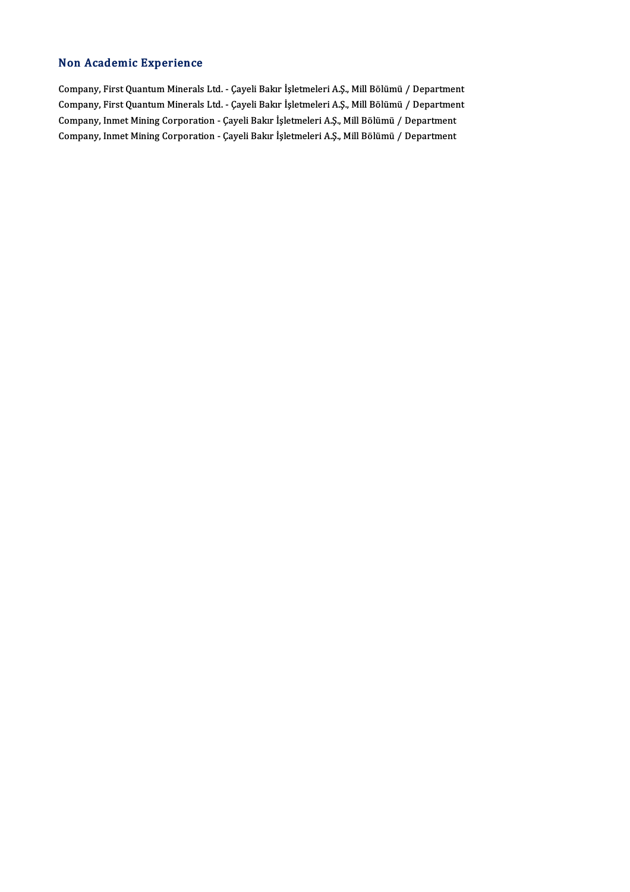## Non Academic Experience

Company, First Quantum Minerals Ltd. - Çayeli Bakır İşletmeleri A.Ş., Mill Bölümü / Department
Company, First Quantum Minerals Ltd. - Çayeli Bakır İşletmeleri A.Ş., Mill Bölümü / Department
Company, Inmet Mining Corporation - Çayeli Bakır İşletmeleri A.Ş., Mill Bölümü / Department
Company, Inmet Mining Corporation - Çayeli Bakır İşletmeleri A.Ş., Mill Bölümü / Department